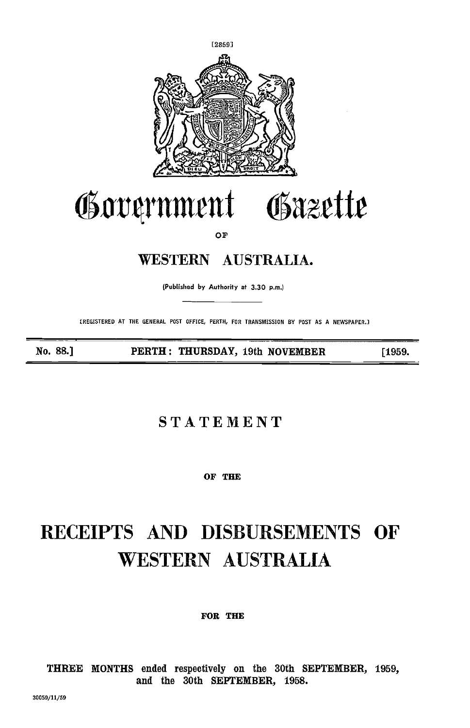[2859]

# Government Gazette

OF

## WESTERN AUSTRALIA.

(Published by Authority at 3.30 p.m.)

[REGISTERED AT THE GENERAL POST OFFICE, PERTH, FOR TRANSMISSION BY POST AS A NEWSPAPER.]

No. 88.] PERTH: THURSDAY, 19th NOVEMBER [1959.

## STATEMENT

OF THE

# RECEIPTS AND DISBURSEMENTS OF WESTERN AUSTRALIA

FOR THE

THREE MONTHS ended respectively on the 30th SEPTEMBER, 1959, and the 30th SEPTEMBER, 1958.

30059/11/59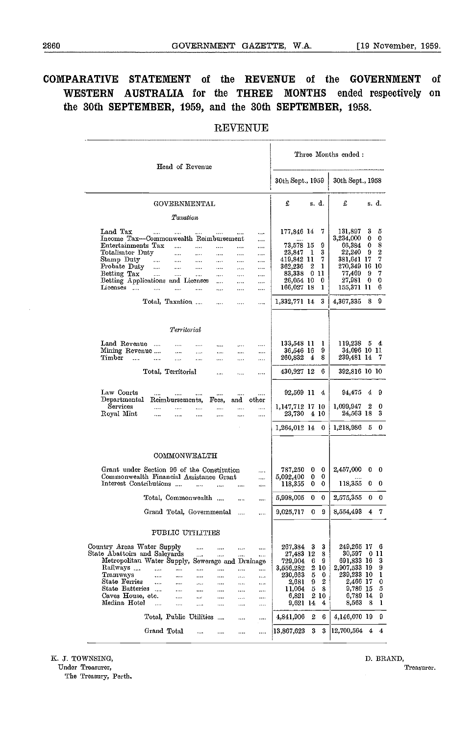# COMPARATIVE STATEMENT of the REVENUE of the GOVERNMENT of WESTERN AUSTRALIA for the THREE MONTHS ended respectively on the 30th SEPTEMBER, 1959, and the 30th SEPTEMBER, 1958.

## REVENUE

| Head of Revenue | Three Months ended : 30th Sept., 1959 £ s. d. | Three Months ended : 30th Sept., 1958 £ s. d. |
|---|---|---|
| **GOVERNMENTAL** | | |
| *Taxation* | | |
| Land Tax | 177,846 14 7 | 131,897 3 5 |
| Income Tax—Commonwealth Reimbursement | .... | 3,234,000 0 0 |
| Entertainments Tax | 73,578 15 9 | 66,384 0 8 |
| Totalisator Duty | 23,847 1 3 | 22,240 9 2 |
| Stamp Duty | 419,842 11 7 | 381,641 17 7 |
| Probate Duty | 362,236 2 1 | 270,349 16 10 |
| Betting Tax | 83,338 0 11 | 77,469 9 7 |
| Betting Applications and Licenses | 26,054 10 0 | 27,981 0 0 |
| Licenses | 166,027 18 1 | 155,371 11 6 |
| Total, Taxation | 1,332,771 14 3 | 4,367,335 8 9 |
| *Territorial* | | |
| Land Revenue | 133,548 11 1 | 119,238 5 4 |
| Mining Revenue | 36,546 16 9 | 34,096 10 11 |
| Timber | 260,832 4 8 | 239,481 14 7 |
| Total, Territorial | 430,927 12 6 | 392,816 10 10 |
| Law Courts | 92,569 11 4 | 94,475 4 9 |
| Departmental Reimbursements, Fees, and other Services | 1,147,712 17 10 | 1,099,947 2 0 |
| Royal Mint | 23,730 4 10 | 24,563 18 3 |
| | 1,264,012 14 0 | 1,218,986 5 0 |
| **COMMONWEALTH** | | |
| Grant under Section 96 of the Constitution | 787,250 0 0 | 2,457,000 0 0 |
| Commonwealth Financial Assistance Grant | 5,092,400 0 0 | .... |
| Interest Contributions | 118,355 0 0 | 118,355 0 0 |
| Total, Commonwealth | 5,998,005 0 0 | 2,575,355 0 0 |
| Grand Total, Governmental | 9,025,717 0 9 | 8,554,493 4 7 |
| **PUBLIC UTILITIES** | | |
| Country Areas Water Supply | 267,384 3 3 | 249,265 17 6 |
| State Abattoirs and Saleyards | 27,483 12 8 | 30,597 0 11 |
| Metropolitan Water Supply, Sewerage and Drainage | 729,904 6 9 | 691,833 16 3 |
| Railways | 3,556,282 2 10 | 2,907,533 19 9 |
| Tramways | 230,663 5 0 | 239,233 10 1 |
| State Ferries | 2,681 9 2 | 2,466 17 0 |
| State Batteries | 11,064 5 8 | 9,786 15 5 |
| Caves House, etc. | 6,821 2 10 | 6,789 14 9 |
| Medina Hotel | 9,621 14 4 | 8,563 8 1 |
| Total, Public Utilities | 4,841,906 2 6 | 4,146,070 19 9 |
| Grand Total | 13,867,623 3 3 | 12,700,564 4 4 |

K. J. TOWNSING,
Under Treasurer,
The Treasury, Perth.

D. BRAND,
Treasurer.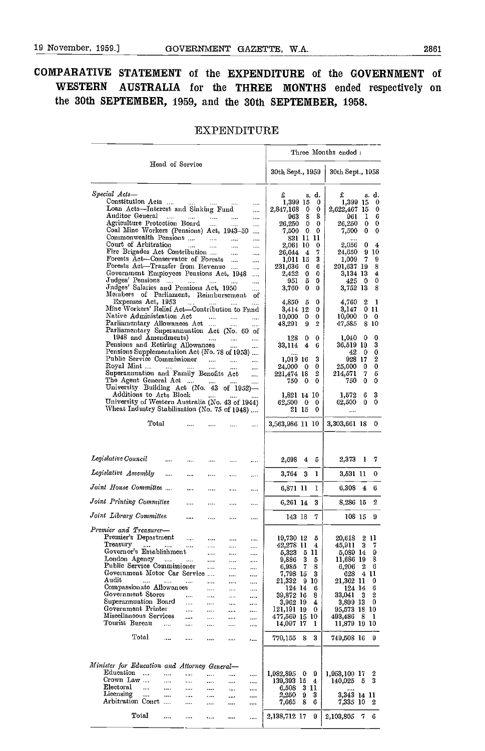# COMPARATIVE STATEMENT of the EXPENDITURE of the GOVERNMENT of WESTERN AUSTRALIA for the THREE MONTHS ended respectively on the 30th SEPTEMBER, 1959, and the 30th SEPTEMBER, 1958.

## EXPENDITURE

| Head of Service | Three Months ended : 30th Sept., 1959 | 30th Sept., 1958 |
|---|---|---|
| | £ s. d. | £ s. d. |
| *Special Acts*— | | |
| Constitution Acts | 1,399 15 0 | 1,399 15 0 |
| Loan Acts—Interest and Sinking Fund | 2,847,168 0 0 | 2,622,467 15 0 |
| Auditor General | 963 8 8 | 961 1 6 |
| Agriculture Protection Board | 26,250 0 0 | 26,250 0 0 |
| Coal Mine Workers (Pensions) Act, 1943-50 | 7,500 0 0 | 7,500 0 0 |
| Commonwealth Pensions | 831 11 11 | .... |
| Court of Arbitration | 2,061 10 0 | 2,056 0 4 |
| Fire Brigades Act Contribution | 26,644 4 7 | 24,650 9 10 |
| Forests Act—Conservator of Forests | 1,011 15 3 | 1,009 7 9 |
| Forests Act—Transfer from Revenue | 231,636 6 6 | 201,637 19 8 |
| Government Employees Pensions Act, 1948 | 2,422 0 0 | 3,134 13 4 |
| Judges' Pensions | 951 5 0 | 425 0 0 |
| Judges' Salaries and Pensions Act, 1950 | 3,760 0 0 | 3,752 13 8 |
| Members of Parliament, Reimbursement of Expenses Act, 1953 | 4,850 5 0 | 4,760 2 1 |
| Mine Workers' Relief Act—Contribution to Fund | 3,414 12 0 | 3,147 0 11 |
| Native Administration Act | 10,000 0 0 | 10,000 0 0 |
| Parliamentary Allowances Act | 48,291 9 2 | 47,585 8 10 |
| Parliamentary Superannuation Act (No. 60 of 1948 and Amendments) | 128 0 0 | 1,040 0 0 |
| Pensions and Retiring Allowances | 33,114 4 6 | 36,519 19 3 |
| Pensions Supplementation Act (No. 78 of 1953) | .... | 42 0 0 |
| Public Service Commissioner | 1,019 16 3 | 928 17 2 |
| Royal Mint | 24,000 0 0 | 25,000 0 0 |
| Superannuation and Family Benefits Act | 221,474 18 2 | 214,571 7 5 |
| The Agent General Act | 750 0 0 | 750 0 0 |
| University Building Act (No. 43 of 1952)—Additions to Arts Block | 1,821 14 10 | 1,572 6 3 |
| University of Western Australia (No. 43 of 1944) | 62,500 0 0 | 62,500 0 0 |
| Wheat Industry Stabilisation (No. 75 of 1948) | 21 15 0 | .... |
| Total | 3,563,986 11 10 | 3,303,661 18 0 |
| *Legislative Council* | 2,698 4 5 | 2,373 1 7 |
| *Legislative Assembly* | 3,764 3 1 | 3,531 11 0 |
| *Joint House Committee* | 6,871 11 1 | 6,308 4 6 |
| *Joint Printing Committee* | 6,261 14 3 | 8,286 15 2 |
| *Joint Library Committee* | 143 18 7 | 108 15 9 |
| *Premier and Treasurer*— | | |
| Premier's Department | 19,730 12 5 | 20,618 2 11 |
| Treasury | 42,278 11 4 | 45,911 3 7 |
| Governor's Establishment | 5,323 5 11 | 5,089 14 9 |
| London Agency | 9,886 3 5 | 11,686 19 8 |
| Public Service Commissioner | 6,985 7 8 | 6,206 2 6 |
| Government Motor Car Service | 7,798 15 3 | 628 4 11 |
| Audit | 21,332 9 10 | 21,362 11 0 |
| Compassionate Allowances | 124 14 6 | 124 14 6 |
| Government Stores | 39,872 16 8 | 33,041 3 2 |
| Superannuation Board | 3,962 19 4 | 3,899 13 0 |
| Government Printer | 121,191 19 0 | 95,573 18 10 |
| Miscellaneous Services | 477,569 15 10 | 493,486 8 1 |
| Tourist Bureau | 14,097 17 1 | 11,879 19 10 |
| Total | 770,155 8 3 | 749,508 16 9 |
| *Minister for Education and Attorney General*— | | |
| Education | 1,982,895 0 9 | 1,953,100 17 2 |
| Crown Law | 139,393 15 4 | 140,025 5 3 |
| Electoral | 6,508 3 11 | .... |
| Licensing | 2,250 9 3 | 3,343 14 11 |
| Arbitration Court | 7,665 8 6 | 7,335 10 2 |
| Total | 2,138,712 17 9 | 2,103,805 7 6 |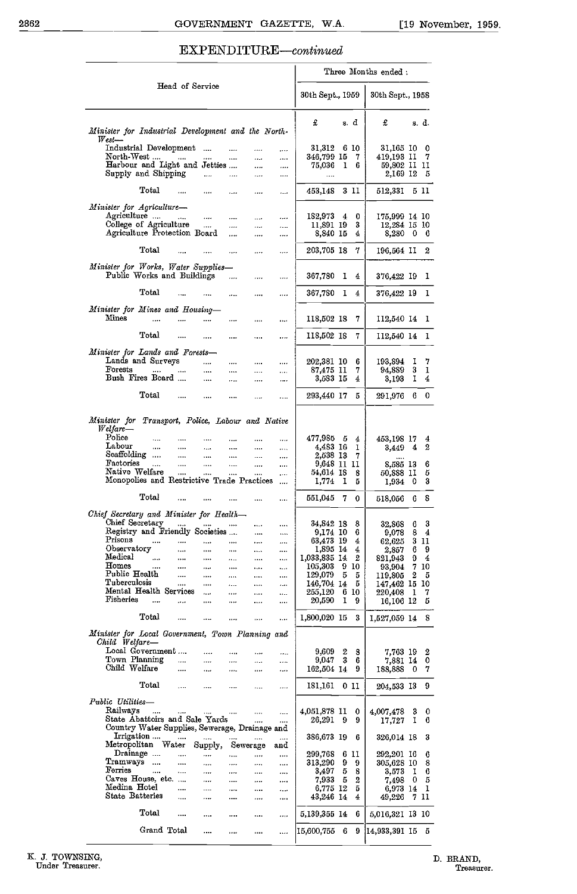## EXPENDITURE—*continued*

| Head of Service | Three Months ended : | |
|---|---|---|
| | 30th Sept., 1959 | 30th Sept., 1958 |
| | £ s. d. | £ s. d. |
| *Minister for Industrial Development and the North-West—* | | |
| Industrial Development | 31,312 6 10 | 31,165 10 0 |
| North-West | 346,799 15 7 | 419,193 11 7 |
| Harbour and Light and Jetties | 75,036 1 6 | 59,802 11 11 |
| Supply and Shipping | .... | 2,169 12 5 |
| Total | 453,148 3 11 | 512,331 5 11 |
| *Minister for Agriculture—* | | |
| Agriculture | 182,973 4 0 | 175,999 14 10 |
| College of Agriculture | 11,891 19 3 | 12,284 15 10 |
| Agriculture Protection Board | 8,840 15 4 | 8,280 0 6 |
| Total | 203,705 18 7 | 196,564 11 2 |
| *Minister for Works, Water Supplies—* | | |
| Public Works and Buildings | 367,780 1 4 | 376,422 19 1 |
| Total | 367,780 1 4 | 376,422 19 1 |
| *Minister for Mines and Housing—* | | |
| Mines | 118,502 18 7 | 112,540 14 1 |
| Total | 118,502 18 7 | 112,540 14 1 |
| *Minister for Lands and Forests—* | | |
| Lands and Surveys | 202,381 10 6 | 193,894 1 7 |
| Forests | 87,475 11 7 | 94,889 3 1 |
| Bush Fires Board | 3,583 15 4 | 3,193 1 4 |
| Total | 293,440 17 5 | 291,976 6 0 |
| *Minister for Transport, Police, Labour and Native Welfare—* | | |
| Police | 477,985 5 4 | 453,198 17 4 |
| Labour | 4,483 16 1 | 3,449 4 2 |
| Scaffolding | 2,538 13 7 | .... |
| Factories | 9,648 11 11 | 8,585 13 6 |
| Native Welfare | 54,614 18 8 | 50,888 11 5 |
| Monopolies and Restrictive Trade Practices | 1,774 1 5 | 1,934 0 3 |
| Total | 551,045 7 0 | 518,056 6 8 |
| *Chief Secretary and Minister for Health—* | | |
| Chief Secretary | 34,842 18 8 | 32,868 6 3 |
| Registry and Friendly Societies | 9,174 10 6 | 9,078 8 4 |
| Prisons | 63,473 19 4 | 62,625 3 11 |
| Observatory | 1,895 14 4 | 2,857 6 9 |
| Medical | 1,033,835 14 2 | 821,943 9 4 |
| Homes | 105,303 9 10 | 93,904 7 10 |
| Public Health | 129,079 5 5 | 119,805 2 5 |
| Tuberculosis | 146,704 14 5 | 147,462 15 10 |
| Mental Health Services | 255,120 6 10 | 220,408 1 7 |
| Fisheries | 20,590 1 9 | 16,106 12 5 |
| Total | 1,800,020 15 3 | 1,527,059 14 8 |
| *Minister for Local Government, Town Planning and Child Welfare—* | | |
| Local Government | 9,609 2 8 | 7,763 19 2 |
| Town Planning | 9,047 3 6 | 7,881 14 0 |
| Child Welfare | 162,504 14 9 | 188,888 0 7 |
| Total | 181,161 0 11 | 204,533 13 9 |
| *Public Utilities—* | | |
| Railways | 4,051,878 11 0 | 4,007,478 3 0 |
| State Abattoirs and Sale Yards | 26,291 9 9 | 17,727 1 6 |
| Country Water Supplies, Sewerage, Drainage and Irrigation | 386,673 19 6 | 326,014 18 3 |
| Metropolitan Water Supply, Sewerage and Drainage | 299,768 6 11 | 292,201 16 6 |
| Tramways | 313,290 9 9 | 305,628 10 8 |
| Ferries | 3,497 5 8 | 3,573 1 6 |
| Caves House, etc. | 7,933 5 2 | 7,498 0 5 |
| Medina Hotel | 6,775 12 5 | 6,973 14 1 |
| State Batteries | 43,246 14 4 | 49,226 7 11 |
| Total | 5,139,355 14 6 | 5,016,321 13 10 |
| Grand Total | 15,600,755 6 9 | 14,933,391 15 5 |

K. J. TOWNSING,
Under Treasurer.

D. BRAND,
Treasurer.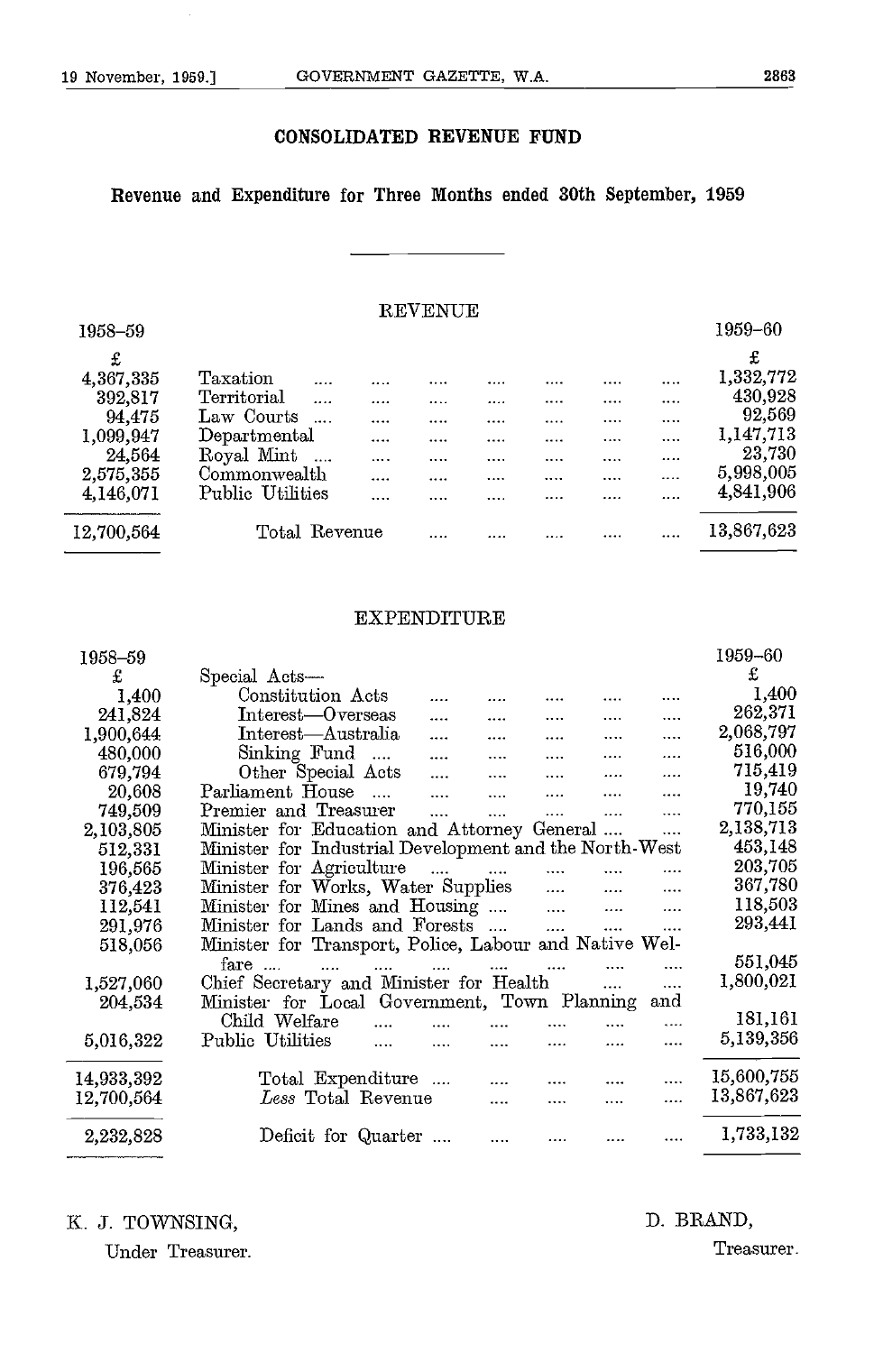## CONSOLIDATED REVENUE FUND

### Revenue and Expenditure for Three Months ended 30th September, 1959

---

#### REVENUE

| 1958–59 | | 1959–60 |
|---|---|---|
| £ | | £ |
| 4,367,335 | Taxation | 1,332,772 |
| 392,817 | Territorial | 430,928 |
| 94,475 | Law Courts | 92,569 |
| 1,099,947 | Departmental | 1,147,713 |
| 24,564 | Royal Mint | 23,730 |
| 2,575,355 | Commonwealth | 5,998,005 |
| 4,146,071 | Public Utilities | 4,841,906 |
| 12,700,564 | Total Revenue | 13,867,623 |

#### EXPENDITURE

| 1958–59 | | 1959–60 |
|---|---|---|
| £ | Special Acts— | £ |
| 1,400 | Constitution Acts | 1,400 |
| 241,824 | Interest—Overseas | 262,371 |
| 1,900,644 | Interest—Australia | 2,068,797 |
| 480,000 | Sinking Fund | 516,000 |
| 679,794 | Other Special Acts | 715,419 |
| 20,608 | Parliament House | 19,740 |
| 749,509 | Premier and Treasurer | 770,155 |
| 2,103,805 | Minister for Education and Attorney General | 2,138,713 |
| 512,331 | Minister for Industrial Development and the North-West | 453,148 |
| 196,565 | Minister for Agriculture | 203,705 |
| 376,423 | Minister for Works, Water Supplies | 367,780 |
| 112,541 | Minister for Mines and Housing | 118,503 |
| 291,976 | Minister for Lands and Forests | 293,441 |
| 518,056 | Minister for Transport, Police, Labour and Native Welfare | 551,045 |
| 1,527,060 | Chief Secretary and Minister for Health | 1,800,021 |
| 204,534 | Minister for Local Government, Town Planning and Child Welfare | 181,161 |
| 5,016,322 | Public Utilities | 5,139,356 |
| 14,933,392 | Total Expenditure | 15,600,755 |
| 12,700,564 | *Less* Total Revenue | 13,867,623 |
| 2,232,828 | Deficit for Quarter | 1,733,132 |

K. J. TOWNSING,
Under Treasurer.

D. BRAND,
Treasurer.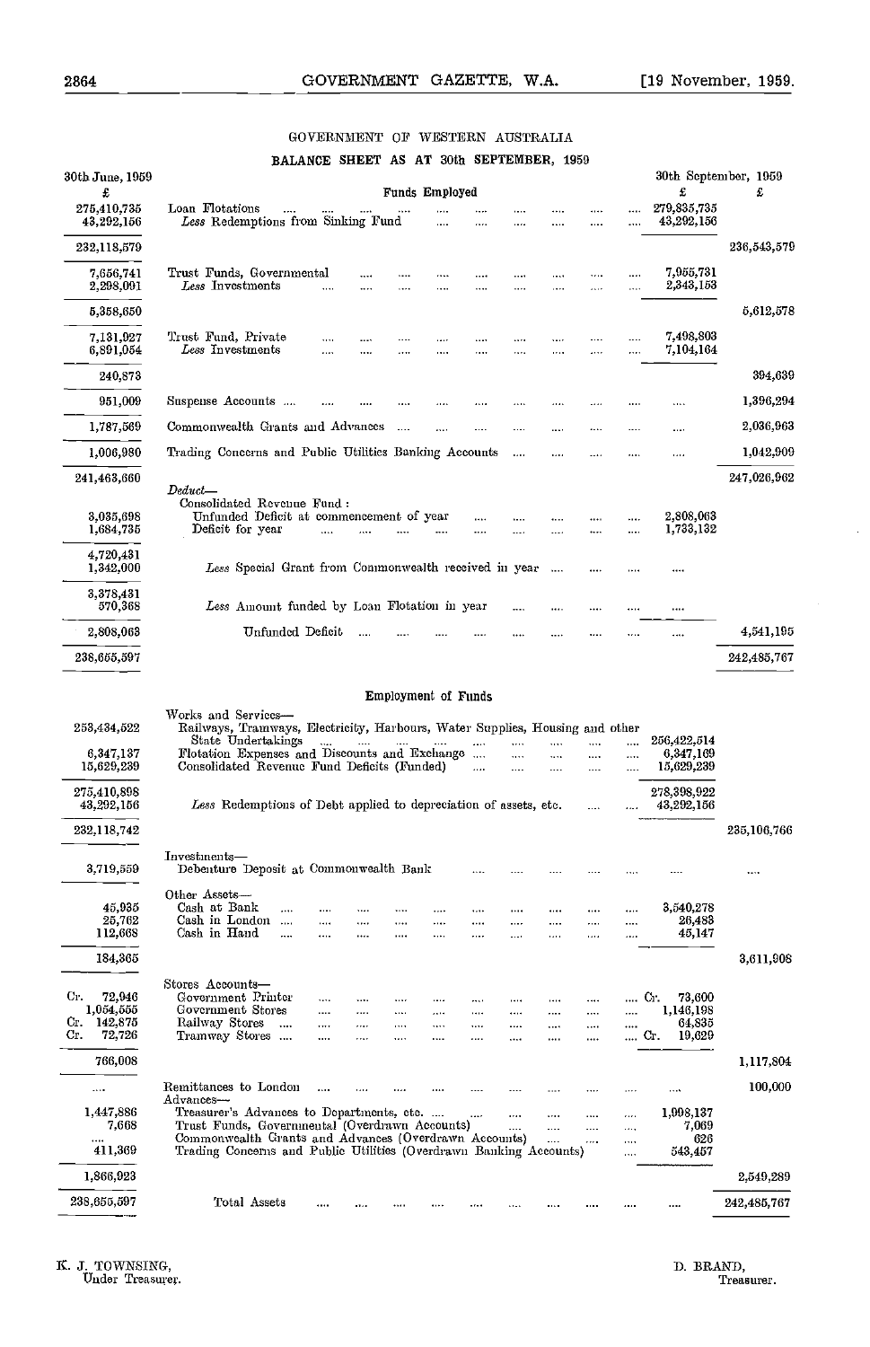GOVERNMENT OF WESTERN AUSTRALIA

## BALANCE SHEET AS AT 30th SEPTEMBER, 1959

### Funds Employed

| 30th June, 1959 £ | | 30th September, 1959 £ | £ |
|---|---|---|---|
| 275,410,735 | Loan Flotations | 279,835,735 | |
| 43,292,156 | *Less* Redemptions from Sinking Fund | 43,292,156 | |
| 232,118,579 | | | 236,543,579 |
| 7,656,741 | Trust Funds, Governmental | 7,955,731 | |
| 2,298,091 | *Less* Investments | 2,343,153 | |
| 5,358,650 | | | 5,612,578 |
| 7,131,927 | Trust Fund, Private | 7,498,803 | |
| 6,891,054 | *Less* Investments | 7,104,164 | |
| 240,873 | | | 394,639 |
| 951,009 | Suspense Accounts | .... | 1,396,294 |
| 1,787,569 | Commonwealth Grants and Advances | .... | 2,036,963 |
| 1,006,980 | Trading Concerns and Public Utilities Banking Accounts | .... | 1,042,909 |
| 241,463,660 | | | 247,026,962 |
| | *Deduct*— Consolidated Revenue Fund : | | |
| 3,035,698 | Unfunded Deficit at commencement of year | 2,808,063 | |
| 1,684,735 | Deficit for year | 1,733,132 | |
| 4,720,431 | | | |
| 1,342,000 | *Less* Special Grant from Commonwealth received in year | .... | |
| 3,378,431 | | | |
| 570,368 | *Less* Amount funded by Loan Flotation in year | .... | |
| 2,808,063 | Unfunded Deficit | .... | 4,541,195 |
| 238,655,597 | | | 242,485,767 |

### Employment of Funds

| 30th June, 1959 £ | | 30th September, 1959 £ | £ |
|---|---|---|---|
| | Works and Services— | | |
| 253,434,522 | Railways, Tramways, Electricity, Harbours, Water Supplies, Housing and other State Undertakings | 256,422,514 | |
| 6,347,137 | Flotation Expenses and Discounts and Exchange | 6,347,169 | |
| 15,629,239 | Consolidated Revenue Fund Deficits (Funded) | 15,629,239 | |
| 275,410,898 | | 278,398,922 | |
| 43,292,156 | *Less* Redemptions of Debt applied to depreciation of assets, etc. | 43,292,156 | |
| 232,118,742 | | | 235,106,766 |
| | Investments— | | |
| 3,719,559 | Debenture Deposit at Commonwealth Bank | .... | .... |
| | Other Assets— | | |
| 45,935 | Cash at Bank | 3,540,278 | |
| 25,762 | Cash in London | 26,483 | |
| 112,668 | Cash in Hand | 45,147 | |
| 184,365 | | | 3,611,908 |
| | Stores Accounts— | | |
| Cr. 72,946 | Government Printer | Cr. 73,600 | |
| 1,054,555 | Government Stores | 1,146,198 | |
| Cr. 142,875 | Railway Stores | 64,835 | |
| Cr. 72,726 | Tramway Stores | Cr. 19,629 | |
| 766,008 | | | 1,117,804 |
| .... | Remittances to London | .... | 100,000 |
| | Advances— | | |
| 1,447,886 | Treasurer's Advances to Departments, etc. | 1,998,137 | |
| 7,668 | Trust Funds, Governmental (Overdrawn Accounts) | 7,069 | |
| .... | Commonwealth Grants and Advances (Overdrawn Accounts) | 626 | |
| 411,369 | Trading Concerns and Public Utilities (Overdrawn Banking Accounts) | 543,457 | |
| 1,866,923 | | | 2,549,289 |
| 238,655,597 | Total Assets | .... | 242,485,767 |

K. J. TOWNSING,
Under Treasurer.

D. BRAND,
Treasurer.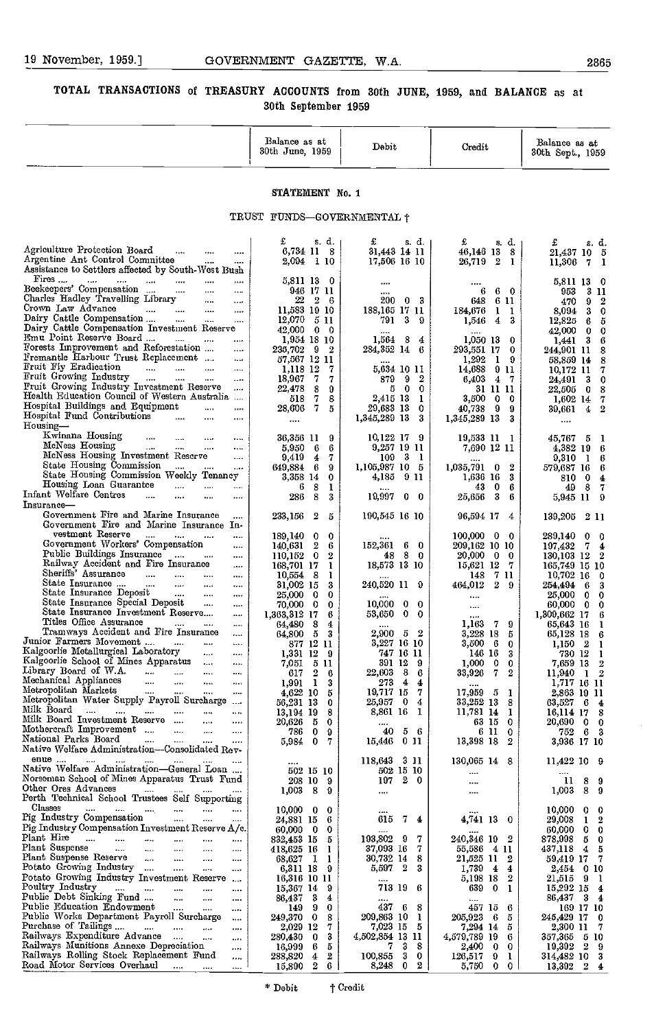## TOTAL TRANSACTIONS of TREASURY ACCOUNTS from 30th JUNE, 1959, and BALANCE as at 30th September 1959

### STATEMENT No. 1

#### TRUST FUNDS—GOVERNMENTAL †

| | Balance as at 30th June, 1959 | Debit | Credit | Balance as at 30th Sept., 1959 |
|---|---|---|---|---|
| | £ s. d. | £ s. d. | £ s. d. | £ s. d. |
| Agriculture Protection Board | 6,734 11 8 | 31,443 14 11 | 46,146 13 8 | 21,437 10 5 |
| Argentine Ant Control Committee | 2,094 1 10 | 17,506 16 10 | 26,719 2 1 | 11,306 7 1 |
| Assistance to Settlers affected by South-West Bush Fires | 5,811 13 0 | .... | .... | 5,811 13 0 |
| Beekeepers' Compensation | 946 17 11 | .... | 6 6 0 | 953 3 11 |
| Charles Hadley Travelling Library | 22 2 6 | 200 0 3 | 648 6 11 | 470 9 2 |
| Crown Law Advance | 11,583 19 10 | 188,165 17 11 | 184,676 1 1 | 8,094 3 0 |
| Dairy Cattle Compensation | 12,070 5 11 | 791 3 9 | 1,546 4 3 | 12,825 6 5 |
| Dairy Cattle Compensation Investment Reserve | 42,000 0 0 | .... | .... | 42,000 0 0 |
| Emu Point Reserve Board | 1,954 18 10 | 1,564 8 4 | 1,050 13 0 | 1,441 3 6 |
| Forests Improvement and Reforestation | 235,702 9 2 | 284,352 14 6 | 293,551 17 0 | 244,901 11 8 |
| Fremantle Harbour Trust Replacement | 57,567 12 11 | .... | 1,292 1 9 | 58,859 14 8 |
| Fruit Fly Eradication | 1,118 12 7 | 5,034 10 11 | 14,088 9 11 | 10,172 11 7 |
| Fruit Growing Industry | 18,967 7 7 | 879 9 2 | 6,403 4 7 | 24,491 3 0 |
| Fruit Growing Industry Investment Reserve | 22,478 8 9 | 5 0 0 | 31 11 11 | 22,505 0 8 |
| Health Education Council of Western Australia | 518 7 8 | 2,415 13 1 | 3,500 0 0 | 1,602 14 7 |
| Hospital Buildings and Equipment | 28,606 7 5 | 29,683 13 0 | 40,738 9 9 | 39,661 4 2 |
| Hospital Fund Contributions | .... | 1,345,289 13 3 | 1,345,289 13 3 | .... |
| Housing— | | | | |
| Kwinana Housing | 36,356 11 9 | 10,122 17 9 | 19,533 11 1 | 45,767 5 1 |
| McNess Housing | 5,950 6 6 | 9,257 19 11 | 7,690 12 11 | 4,382 19 6 |
| McNess Housing Investment Reserve | 9,419 4 7 | 109 3 1 | .... | 9,310 1 6 |
| State Housing Commission | 649,884 6 9 | 1,105,987 10 5 | 1,035,791 0 2 | 579,687 16 6 |
| State Housing Commission Weekly Tenancy | 3,358 14 0 | 4,185 9 11 | 1,636 16 3 | 810 0 4 |
| Housing Loan Guarantee | 6 8 1 | .... | 43 0 6 | 49 8 7 |
| Infant Welfare Centres | 286 8 3 | 19,997 0 0 | 25,656 3 6 | 5,945 11 9 |
| Insurance— | | | | |
| Government Fire and Marine Insurance | 233,156 2 5 | 190,545 16 10 | 96,594 17 4 | 139,205 2 11 |
| Government Fire and Marine Insurance Investment Reserve | 189,140 0 0 | .... | 100,000 0 0 | 289,140 0 0 |
| Government Workers' Compensation | 140,631 2 6 | 152,361 6 0 | 209,162 10 10 | 197,432 7 4 |
| Public Buildings Insurance | 110,152 0 2 | 48 8 0 | 20,000 0 0 | 130,103 12 2 |
| Railway Accident and Fire Insurance | 168,701 17 1 | 18,573 13 10 | 15,621 12 7 | 165,749 15 10 |
| Sheriffs' Assurance | 10,554 8 1 | .... | 148 7 11 | 10,702 16 0 |
| State Insurance | 31,002 15 3 | 240,520 11 9 | 464,012 2 9 | 254,494 6 3 |
| State Insurance Deposit | 25,000 0 0 | .... | .... | 25,000 0 0 |
| State Insurance Special Deposit | 70,000 0 0 | 10,000 0 0 | .... | 60,000 0 0 |
| State Insurance Investment Reserve | 1,363,312 17 6 | 53,650 0 0 | .... | 1,309,662 17 6 |
| Titles Office Assurance | 64,480 8 4 | .... | 1,163 7 9 | 65,643 16 1 |
| Tramways Accident and Fire Insurance | 64,800 5 3 | 2,900 5 2 | 3,228 18 5 | 65,128 18 6 |
| Junior Farmers Movement | 877 12 11 | 3,227 16 10 | 3,500 6 0 | 1,150 2 1 |
| Kalgoorlie Metallurgical Laboratory | 1,331 12 9 | 747 16 11 | 146 16 3 | 730 12 1 |
| Kalgoorlie School of Mines Apparatus | 7,051 5 11 | 391 12 9 | 1,000 0 0 | 7,659 13 2 |
| Library Board of W.A. | 617 2 6 | 22,603 8 6 | 33,926 7 2 | 11,940 1 2 |
| Mechanical Appliances | 1,991 1 3 | 273 4 4 | .... | 1,717 16 11 |
| Metropolitan Markets | 4,622 10 5 | 19,717 15 7 | 17,959 5 1 | 2,863 19 11 |
| Metropolitan Water Supply Payroll Surcharge | 56,231 13 0 | 25,957 0 4 | 33,252 13 8 | 63,527 6 4 |
| Milk Board | 13,194 19 8 | 8,861 16 1 | 11,781 14 1 | 16,114 17 8 |
| Milk Board Investment Reserve | 20,626 5 0 | .... | 63 15 0 | 20,690 0 0 |
| Mothercraft Improvement | 786 0 9 | 40 5 6 | 6 11 0 | 752 6 3 |
| National Parks Board | 5,984 0 7 | 15,446 0 11 | 13,398 18 2 | 3,936 17 10 |
| Native Welfare Administration—Consolidated Revenue | .... | 118,643 3 11 | 130,065 14 8 | 11,422 10 9 |
| Native Welfare Administration—General Loan | 502 15 10 | 502 15 10 | .... | .... |
| Norseman School of Mines Apparatus Trust Fund | 208 10 9 | 197 2 0 | .... | 11 8 9 |
| Other Ores Advances | 1,003 8 9 | .... | .... | 1,003 8 9 |
| Perth Technical School Trustees Self Supporting Classes | 10,000 0 0 | .... | .... | 10,000 0 0 |
| Pig Industry Compensation | 24,881 15 6 | 615 7 4 | 4,741 13 0 | 29,008 1 2 |
| Pig Industry Compensation Investment Reserve A/c. | 60,000 0 0 | .... | .... | 60,000 0 0 |
| Plant Hire | 832,453 15 5 | 193,802 9 7 | 240,346 19 2 | 878,998 5 0 |
| Plant Suspense | 418,625 16 1 | 37,093 16 7 | 55,586 4 11 | 437,118 4 5 |
| Plant Suspense Reserve | 68,627 1 1 | 30,732 14 8 | 21,525 11 2 | 59,419 17 7 |
| Potato Growing Industry | 6,311 18 9 | 5,597 2 3 | 1,730 4 4 | 2,454 0 10 |
| Potato Growing Industry Investment Reserve | 16,316 10 11 | .... | 5,198 18 2 | 21,515 9 1 |
| Poultry Industry | 15,367 14 9 | 713 19 6 | 639 0 1 | 15,292 15 4 |
| Public Debt Sinking Fund | 86,437 3 4 | .... | .... | 86,437 3 4 |
| Public Education Endowment | 149 9 0 | 437 6 8 | 457 15 6 | 169 17 10 |
| Public Works Department Payroll Surcharge | 249,370 0 8 | 209,863 10 1 | 205,923 6 5 | 245,429 17 0 |
| Purchase of Tailings | 2,029 12 7 | 7,023 15 5 | 7,294 14 5 | 2,300 11 7 |
| Railways Expenditure Advance | 280,430 0 3 | 4,502,854 13 11 | 4,579,789 19 6 | 357,365 5 10 |
| Railways Munitions Annexe Depreciation | 16,999 6 5 | 7 3 8 | 2,400 0 0 | 19,392 2 9 |
| Railways Rolling Stock Replacement Fund | 288,820 4 2 | 100,855 3 0 | 126,517 9 1 | 314,482 10 3 |
| Road Motor Services Overhaul | 15,890 2 6 | 8,248 0 2 | 5,750 0 0 | 13,392 2 4 |

\* Debit † Credit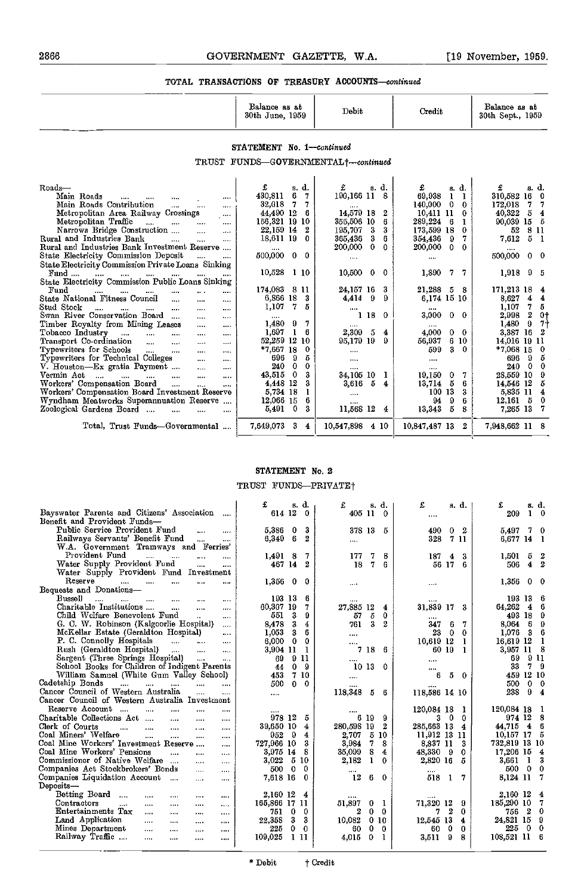## TOTAL TRANSACTIONS OF TREASURY ACCOUNTS—*continued*

### STATEMENT No. 1—*continued*

#### TRUST FUNDS—GOVERNMENTAL†—*continued*

| | Balance as at 30th June, 1959 | Debit | Credit | Balance as at 30th Sept., 1959 |
|---|---|---|---|---|
| | £ s. d. | £ s. d. | £ s. d. | £ s. d. |
| Roads— | | | | |
| Main Roads | 430,811 6 7 | 190,166 11 8 | 69,938 1 1 | 310,582 16 0 |
| Main Roads Contribution | 32,018 7 7 | .... | 140,000 0 0 | 172,018 7 7 |
| Metropolitan Area Railway Crossings | 44,490 12 6 | 14,579 18 2 | 10,411 11 0 | 40,322 5 4 |
| Metropolitan Traffic | 156,321 19 10 | 355,506 10 6 | 289,224 6 1 | 90,039 15 5 |
| Narrows Bridge Construction | 22,159 14 2 | 195,707 3 3 | 173,599 18 0 | 52 8 11 |
| Rural and Industries Bank | 18,611 19 0 | 365,436 3 6 | 354,436 9 7 | 7,612 5 1 |
| Rural and Industries Bank Investment Reserve | .... | 200,000 0 0 | 200,000 0 0 | .... |
| State Electricity Commission Deposit | 500,000 0 0 | .... | .... | 500,000 0 0 |
| State Electricity Commission Private Loans Sinking Fund | 10,528 1 10 | 10,500 0 0 | 1,890 7 7 | 1,918 9 5 |
| State Electricity Commission Public Loans Sinking Fund | 174,083 8 11 | 24,157 16 3 | 21,288 5 8 | 171,213 18 4 |
| State National Fitness Council | 6,866 18 3 | 4,414 9 9 | 6,174 15 10 | 8,627 4 4 |
| Stud Stock | 1,107 7 5 | .... | .... | 1,107 7 5 |
| Swan River Conservation Board | .... | 1 18 0 | 3,000 0 0 | 2,998 2 0† |
| Timber Royalty from Mining Leases | 1,480 9 7 | .... | .... | 1,480 9 7† |
| Tobacco Industry | 1,697 1 6 | 2,309 5 4 | 4,000 0 0 | 3,387 16 2 |
| Transport Co-ordination | 52,259 12 10 | 95,179 19 9 | 56,937 6 10 | 14,016 19 11 |
| Typewriters for Schools | *7,667 18 0 | .... | 599 3 0 | *7,068 15 0 |
| Typewriters for Technical Colleges | 696 9 5 | .... | .... | 696 9 5 |
| V. Houston—Ex gratia Payment | 240 0 0 | .... | .... | 240 0 0 |
| Vermin Act | 43,515 0 3 | 34,105 10 1 | 19,150 0 7 | 28,559 10 9 |
| Workers' Compensation Board | 4,448 12 3 | 3,616 5 4 | 13,714 5 6 | 14,546 12 5 |
| Workers' Compensation Board Investment Reserve | 5,734 18 1 | .... | 100 13 3 | 5,835 11 4 |
| Wyndham Meatworks Superannuation Reserve | 12,066 15 6 | .... | 94 9 6 | 12,161 5 0 |
| Zoological Gardens Board | 5,491 0 3 | 11,568 12 4 | 13,343 5 8 | 7,265 13 7 |
| Total, Trust Funds—Governmental | 7,649,073 3 4 | 10,547,898 4 10 | 10,847,487 13 2 | 7,948,662 11 8 |

### STATEMENT No. 2

#### TRUST FUNDS—PRIVATE†

| | Balance as at 30th June, 1959 | Debit | Credit | Balance as at 30th Sept., 1959 |
|---|---|---|---|---|
| | £ s. d. | £ s. d. | £ s. d. | £ s. d. |
| Bayswater Parents and Citizens' Association | 614 12 0 | 405 11 0 | .... | 209 1 0 |
| Benefit and Provident Funds— | | | | |
| Public Service Provident Fund | 5,386 0 3 | 378 13 5 | 490 0 2 | 5,497 7 0 |
| Railways Servants' Benefit Fund | 6,349 6 2 | .... | 328 7 11 | 6,677 14 1 |
| W.A. Government Tramways and Ferries' Provident Fund | 1,491 8 7 | 177 7 8 | 187 4 3 | 1,501 5 2 |
| Water Supply Provident Fund | 467 14 2 | 18 7 6 | 56 17 6 | 506 4 2 |
| Water Supply Provident Fund Investment Reserve | 1,356 0 0 | .... | .... | 1,356 0 0 |
| Bequests and Donations— | | | | |
| Bussell | 193 13 6 | .... | .... | 193 13 6 |
| Charitable Institutions | 60,307 19 7 | 27,885 12 4 | 31,839 17 3 | 64,262 4 6 |
| Child Welfare Benevolent Fund | 551 3 9 | 57 5 0 | .... | 493 18 9 |
| G. C. W. Robinson (Kalgoorlie Hospital) | 8,478 3 4 | 761 3 2 | 347 6 7 | 8,064 6 9 |
| McKellar Estate (Geraldton Hospital) | 1,053 3 6 | .... | 23 0 0 | 1,076 3 6 |
| P. C. Connolly Hospitals | 6,000 0 0 | .... | 10,619 12 1 | 16,619 12 1 |
| Rush (Geraldton Hospital) | 3,904 11 1 | 7 18 6 | 60 19 1 | 3,957 11 8 |
| Sargent (Three Springs Hospital) | 69 9 11 | .... | .... | 69 9 11 |
| School Books for Children of Indigent Parents | 44 0 9 | 10 13 0 | .... | 33 7 9 |
| William Samuel (White Gum Valley School) | 453 7 10 | .... | 6 5 0 | 459 12 10 |
| Cadetship Bonds | 500 0 0 | .... | .... | 500 0 0 |
| Cancer Council of Western Australia | .... | 118,348 5 6 | 118,586 14 10 | 238 9 4 |
| Cancer Council of Western Australia Investment Reserve Account | .... | .... | 120,084 18 1 | 120,084 18 1 |
| Charitable Collections Act | 978 12 5 | 6 19 9 | 3 0 0 | 974 12 8 |
| Clerk of Courts | 39,650 10 4 | 280,598 19 2 | 285,663 13 4 | 44,715 4 6 |
| Coal Miners' Welfare | 952 9 4 | 2,707 5 10 | 11,912 13 11 | 10,157 17 5 |
| Coal Mine Workers' Investment Reserve | 727,966 10 3 | 3,984 7 8 | 8,837 11 3 | 732,819 13 10 |
| Coal Mine Workers' Pensions | 3,975 14 8 | 35,099 8 4 | 48,330 9 0 | 17,206 15 4 |
| Commissioner of Native Welfare | 3,022 5 10 | 2,182 1 0 | 2,820 16 5 | 3,661 1 3 |
| Companies Act Stockbrokers' Bonds | 500 0 0 | .... | .... | 500 0 0 |
| Companies Liquidation Account | 7,618 16 0 | 12 6 0 | 518 1 7 | 8,124 11 7 |
| Deposits— | | | | |
| Betting Board | 2,160 12 4 | .... | .... | 2,160 12 4 |
| Contractors | 165,866 17 11 | 51,897 0 1 | 71,320 12 9 | 185,290 10 7 |
| Entertainments Tax | 751 0 0 | 2 0 0 | 7 2 0 | 756 2 0 |
| Land Application | 22,358 3 3 | 10,082 0 10 | 12,545 13 4 | 24,821 15 9 |
| Mines Department | 225 0 0 | 60 0 0 | 60 0 0 | 225 0 0 |
| Railway Traffic | 109,025 1 11 | 4,015 0 1 | 3,511 9 8 | 108,521 11 6 |

\* Debit † Credit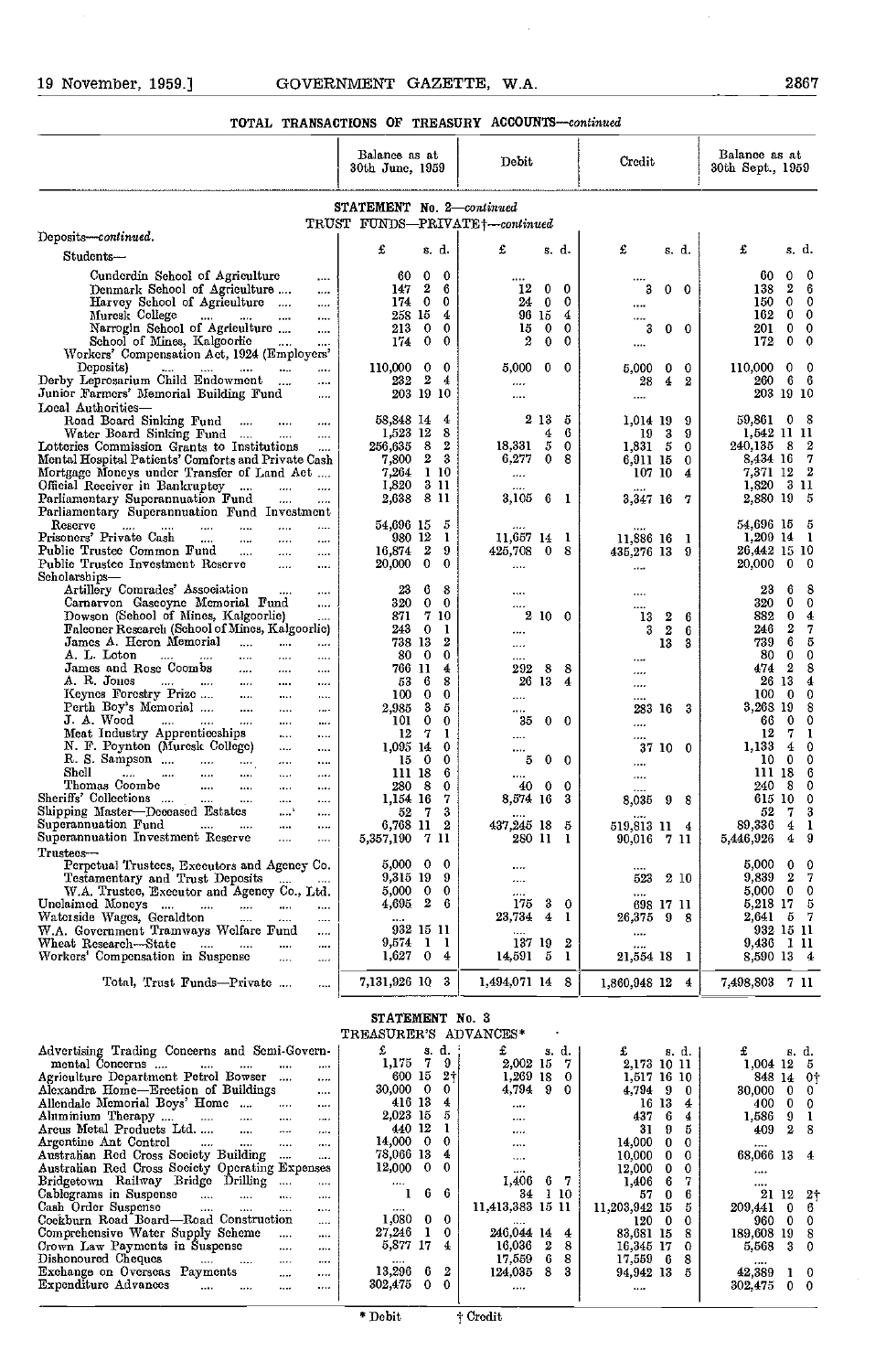## TOTAL TRANSACTIONS OF TREASURY ACCOUNTS—*continued*

### STATEMENT No. 2—*continued*

### TRUST FUNDS—PRIVATE†—*continued*

| | Balance as at 30th June, 1959 | Debit | Credit | Balance as at 30th Sept., 1959 |
|---|---|---|---|---|
| Deposits—*continued.* | | | | |
| Students— | £ s. d. | £ s. d. | £ s. d. | £ s. d. |
| Cunderdin School of Agriculture .... | 60 0 0 | .... | .... | 60 0 0 |
| Denmark School of Agriculture .... | 147 2 6 | 12 0 0 | 3 0 0 | 138 2 6 |
| Harvey School of Agriculture .... | 174 0 0 | 24 0 0 | .... | 150 0 0 |
| Muresk College .... | 258 15 4 | 96 15 4 | .... | 162 0 0 |
| Narrogin School of Agriculture .... | 213 0 0 | 15 0 0 | 3 0 0 | 201 0 0 |
| School of Mines, Kalgoorlie .... | 174 0 0 | 2 0 0 | .... | 172 0 0 |
| Workers' Compensation Act, 1924 (Employers' Deposits) .... | 110,000 0 0 | 5,000 0 0 | 5,000 0 0 | 110,000 0 0 |
| Derby Leprosarium Child Endowment .... | 232 2 4 | .... | 28 4 2 | 260 6 6 |
| Junior Farmers' Memorial Building Fund .... | 203 19 10 | .... | .... | 203 19 10 |
| Local Authorities— | | | | |
| Road Board Sinking Fund .... | 58,848 14 4 | 2 13 5 | 1,014 19 9 | 59,861 0 8 |
| Water Board Sinking Fund .... | 1,523 12 8 | 4 6 | 19 3 9 | 1,542 11 11 |
| Lotteries Commission Grants to Institutions .... | 256,635 8 2 | 18,331 5 0 | 1,831 5 0 | 240,135 8 2 |
| Mental Hospital Patients' Comforts and Private Cash | 7,800 2 3 | 6,277 0 8 | 6,911 15 0 | 8,434 16 7 |
| Mortgage Moneys under Transfer of Land Act .... | 7,264 1 10 | .... | 107 10 4 | 7,371 12 2 |
| Official Receiver in Bankruptcy .... | 1,820 3 11 | .... | .... | 1,820 3 11 |
| Parliamentary Superannuation Fund .... | 2,638 8 11 | 3,105 6 1 | 3,347 16 7 | 2,880 19 5 |
| Parliamentary Superannuation Fund Investment Reserve .... | 54,696 15 5 | .... | .... | 54,696 15 5 |
| Prisoners' Private Cash .... | 980 12 1 | 11,657 14 1 | 11,886 16 1 | 1,209 14 1 |
| Public Trustee Common Fund .... | 16,874 2 9 | 425,708 0 8 | 435,276 13 9 | 26,442 15 10 |
| Public Trustee Investment Reserve .... | 20,000 0 0 | .... | .... | 20,000 0 0 |
| Scholarships— | | | | |
| Artillery Comrades' Association .... | 23 6 8 | .... | .... | 23 6 8 |
| Carnarvon Gascoyne Memorial Fund .... | 320 0 0 | .... | .... | 320 0 0 |
| Dowson (School of Mines, Kalgoorlie) .... | 871 7 10 | 2 10 0 | 13 2 6 | 882 0 4 |
| Falconer Research (School of Mines, Kalgoorlie) | 243 0 1 | .... | 3 2 6 | 246 2 7 |
| James A. Heron Memorial .... | 738 13 2 | .... | 13 3 | 739 6 5 |
| A. L. Loton .... | 80 0 0 | .... | .... | 80 0 0 |
| James and Rose Coombs .... | 766 11 4 | 292 8 8 | .... | 474 2 8 |
| A. R. Jones .... | 53 6 8 | 26 13 4 | .... | 26 13 4 |
| Keynes Forestry Prize .... | 100 0 0 | .... | .... | 100 0 0 |
| Perth Boy's Memorial .... | 2,985 3 5 | .... | 283 16 3 | 3,268 19 8 |
| J. A. Wood .... | 101 0 0 | 35 0 0 | .... | 66 0 0 |
| Meat Industry Apprenticeships .... | 12 7 1 | .... | .... | 12 7 1 |
| N. F. Poynton (Muresk College) .... | 1,095 14 0 | .... | 37 10 0 | 1,133 4 0 |
| R. S. Sampson .... | 15 0 0 | 5 0 0 | .... | 10 0 0 |
| Shell .... | 111 18 6 | .... | .... | 111 18 6 |
| Thomas Coombe .... | 280 8 0 | 40 0 0 | .... | 240 8 0 |
| Sheriffs' Collections .... | 1,154 16 7 | 8,574 16 3 | 8,035 9 8 | 615 10 0 |
| Shipping Master—Deceased Estates .... | 52 7 3 | .... | .... | 52 7 3 |
| Superannuation Fund .... | 6,768 11 2 | 437,245 18 5 | 519,813 11 4 | 89,336 4 1 |
| Superannuation Investment Reserve .... | 5,357,190 7 11 | 280 11 1 | 90,016 7 11 | 5,446,926 4 9 |
| Trustees— | | | | |
| Perpetual Trustees, Executors and Agency Co. | 5,000 0 0 | .... | .... | 5,000 0 0 |
| Testamentary and Trust Deposits .... | 9,315 19 9 | .... | 523 2 10 | 9,839 2 7 |
| W.A. Trustee, Executor and Agency Co., Ltd. | 5,000 0 0 | .... | .... | 5,000 0 0 |
| Unclaimed Moneys .... | 4,695 2 6 | 175 3 0 | 698 17 11 | 5,218 17 5 |
| Waterside Wages, Geraldton .... | .... | 23,734 4 1 | 26,375 9 8 | 2,641 5 7 |
| W.A. Government Tramways Welfare Fund .... | 932 15 11 | .... | .... | 932 15 11 |
| Wheat Research—State .... | 9,574 1 1 | 137 19 2 | .... | 9,436 1 11 |
| Workers' Compensation in Suspense .... | 1,627 0 4 | 14,591 5 1 | 21,554 18 1 | 8,590 13 4 |
| Total, Trust Funds—Private .... | 7,131,926 10 3 | 1,494,071 14 8 | 1,860,948 12 4 | 7,498,803 7 11 |

### STATEMENT No. 3

### TREASURER'S ADVANCES*

| | Balance as at 30th June, 1959 | Debit | Credit | Balance as at 30th Sept., 1959 |
|---|---|---|---|---|
| | £ s. d. | £ s. d. | £ s. d. | £ s. d. |
| Advertising Trading Concerns and Semi-Government Concerns .... | 1,175 7 9 | 2,002 15 7 | 2,173 10 11 | 1,004 12 5 |
| Agriculture Department Petrol Bowser .... | 600 15 2† | 1,269 18 0 | 1,517 16 10 | 848 14 0† |
| Alexandra Home—Erection of Buildings .... | 30,000 0 0 | 4,794 9 0 | 4,794 9 0 | 30,000 0 0 |
| Allendale Memorial Boys' Home .... | 416 13 4 | .... | 16 13 4 | 400 0 0 |
| Aluminium Therapy .... | 2,023 15 5 | .... | 437 6 4 | 1,586 9 1 |
| Arcus Metal Products Ltd. .... | 440 12 1 | .... | 31 9 5 | 409 2 8 |
| Argentine Ant Control .... | 14,000 0 0 | .... | 14,000 0 0 | .... |
| Australian Red Cross Society Building .... | 78,066 13 4 | .... | 10,000 0 0 | 68,066 13 4 |
| Australian Red Cross Society Operating Expenses | 12,000 0 0 | .... | 12,000 0 0 | .... |
| Bridgetown Railway Bridge Drilling .... | .... | 1,406 6 7 | 1,406 6 7 | .... |
| Cablegrams in Suspense .... | 1 6 6 | 34 1 10 | 57 0 6 | 21 12 2† |
| Cash Order Suspense .... | .... | 11,413,383 15 11 | 11,203,942 15 5 | 209,441 0 6 |
| Cockburn Road Board—Road Construction .... | 1,080 0 0 | .... | 120 0 0 | 960 0 0 |
| Comprehensive Water Supply Scheme .... | 27,246 1 0 | 246,044 14 4 | 83,681 15 8 | 189,608 19 8 |
| Crown Law Payments in Suspense .... | 5,877 17 4 | 16,036 2 8 | 16,345 17 0 | 5,568 3 0 |
| Dishonoured Cheques .... | .... | 17,559 6 8 | 17,559 6 8 | .... |
| Exchange on Overseas Payments .... | 13,296 6 2 | 124,035 8 3 | 94,942 13 5 | 42,389 1 0 |
| Expenditure Advances .... | 302,475 0 0 | .... | .... | 302,475 0 0 |

\* Debit † Credit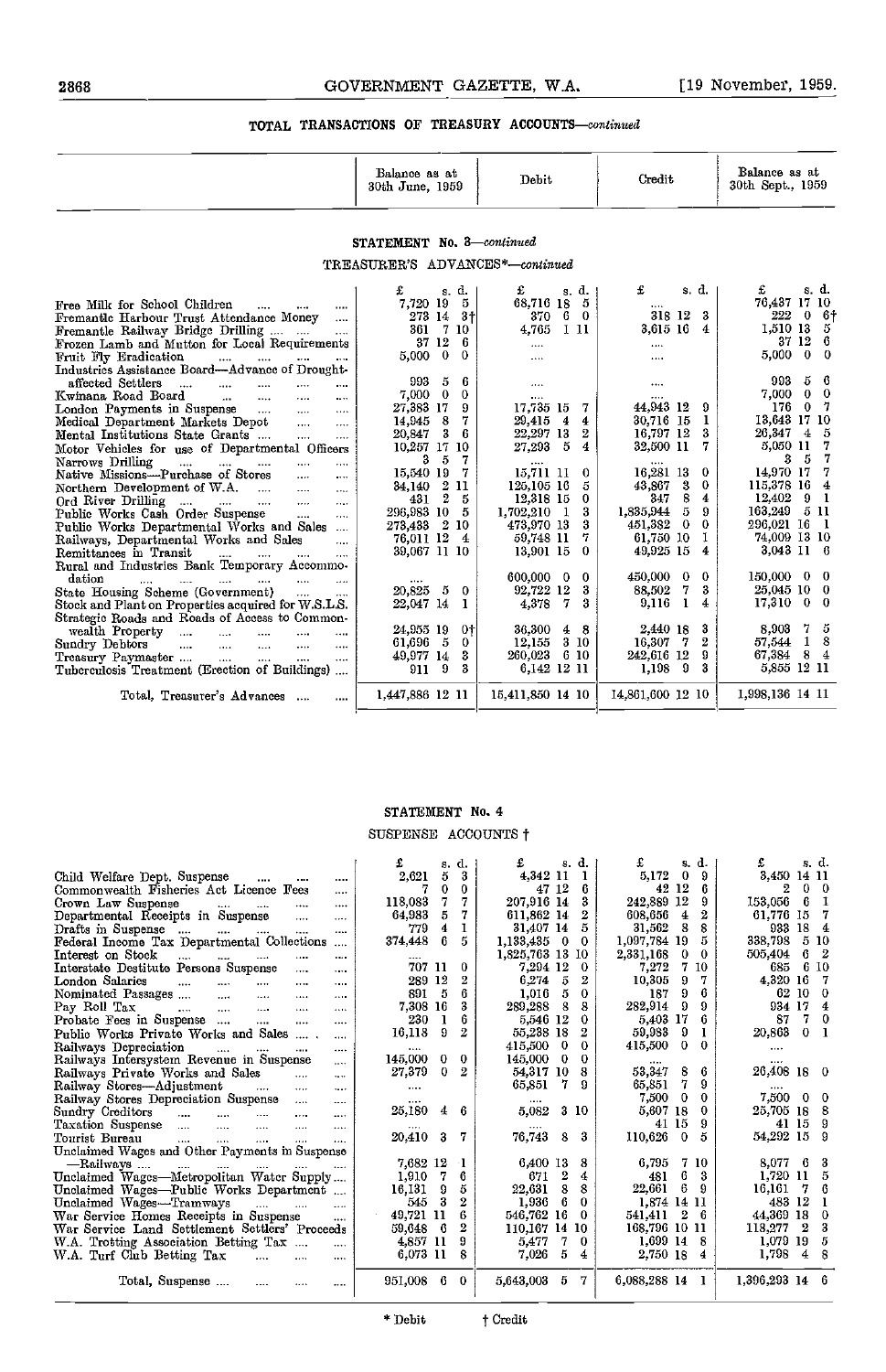## TOTAL TRANSACTIONS OF TREASURY ACCOUNTS—*continued*

### STATEMENT No. 3—*continued*

#### TREASURER'S ADVANCES*—*continued*

| | Balance as at 30th June, 1959 | Debit | Credit | Balance as at 30th Sept., 1959 |
|---|---|---|---|---|
| | £ s. d. | £ s. d. | £ s. d. | £ s. d. |
| Free Milk for School Children | 7,720 19 5 | 68,716 18 5 | .... | 76,437 17 10 |
| Fremantle Harbour Trust Attendance Money | 273 14 3† | 370 6 0 | 318 12 3 | 222 0 6† |
| Fremantle Railway Bridge Drilling | 361 7 10 | 4,765 1 11 | 3,615 16 4 | 1,510 13 5 |
| Frozen Lamb and Mutton for Local Requirements | 37 12 6 | .... | .... | 37 12 6 |
| Fruit Fly Eradication | 5,000 0 0 | .... | .... | 5,000 0 0 |
| Industries Assistance Board—Advance of Drought-affected Settlers | 993 5 6 | .... | .... | 993 5 6 |
| Kwinana Road Board | 7,000 0 0 | .... | .... | 7,000 0 0 |
| London Payments in Suspense | 27,383 17 9 | 17,735 15 7 | 44,943 12 9 | 176 0 7 |
| Medical Department Markets Depot | 14,945 8 7 | 29,415 4 4 | 30,716 15 1 | 13,643 17 10 |
| Mental Institutions State Grants | 20,847 3 6 | 22,297 13 2 | 16,797 12 3 | 26,347 4 5 |
| Motor Vehicles for use of Departmental Officers | 10,257 17 10 | 27,293 5 4 | 32,500 11 7 | 5,050 11 7 |
| Narrows Drilling | 3 5 7 | .... | .... | 3 5 7 |
| Native Missions—Purchase of Stores | 15,540 19 7 | 15,711 11 0 | 16,281 13 0 | 14,970 17 7 |
| Northern Development of W.A. | 34,140 2 11 | 125,105 16 5 | 43,867 3 0 | 115,378 16 4 |
| Ord River Drilling | 431 2 5 | 12,318 15 0 | 347 8 4 | 12,402 9 1 |
| Public Works Cash Order Suspense | 296,983 10 5 | 1,702,210 1 3 | 1,835,944 5 9 | 163,249 5 11 |
| Public Works Departmental Works and Sales | 273,433 2 10 | 473,970 13 3 | 451,382 0 0 | 296,021 16 1 |
| Railways, Departmental Works and Sales | 76,011 12 4 | 59,748 11 7 | 61,750 10 1 | 74,009 13 10 |
| Remittances in Transit | 39,067 11 10 | 13,901 15 0 | 49,925 15 4 | 3,043 11 6 |
| Rural and Industries Bank Temporary Accommodation | .... | 600,000 0 0 | 450,000 0 0 | 150,000 0 0 |
| State Housing Scheme (Government) | 20,825 5 0 | 92,722 12 3 | 88,502 7 3 | 25,045 10 0 |
| Stock and Plant on Properties acquired for W.S.L.S. | 22,047 14 1 | 4,378 7 3 | 9,116 1 4 | 17,310 0 0 |
| Strategic Roads and Roads of Access to Commonwealth Property | 24,955 19 0† | 36,300 4 8 | 2,440 18 3 | 8,903 7 5 |
| Sundry Debtors | 61,696 5 0 | 12,155 3 10 | 16,307 7 2 | 57,544 1 8 |
| Treasury Paymaster | 49,977 14 3 | 260,023 6 10 | 242,616 12 9 | 67,384 8 4 |
| Tuberculosis Treatment (Erection of Buildings) | 911 9 3 | 6,142 12 11 | 1,198 9 3 | 5,855 12 11 |
| Total, Treasurer's Advances | 1,447,886 12 11 | 15,411,850 14 10 | 14,861,600 12 10 | 1,998,136 14 11 |

### STATEMENT No. 4

#### SUSPENSE ACCOUNTS †

| | Balance as at 30th June, 1959 | Debit | Credit | Balance as at 30th Sept., 1959 |
|---|---|---|---|---|
| | £ s. d. | £ s. d. | £ s. d. | £ s. d. |
| Child Welfare Dept. Suspense | 2,621 5 3 | 4,342 11 1 | 5,172 0 9 | 3,450 14 11 |
| Commonwealth Fisheries Act Licence Fees | 7 0 0 | 47 12 6 | 42 12 6 | 2 0 0 |
| Crown Law Suspense | 118,083 7 7 | 207,916 14 3 | 242,889 12 9 | 153,056 6 1 |
| Departmental Receipts in Suspense | 64,983 5 7 | 611,862 14 2 | 608,656 4 2 | 61,776 15 7 |
| Drafts in Suspense | 779 4 1 | 31,407 14 5 | 31,562 8 8 | 933 18 4 |
| Federal Income Tax Departmental Collections | 374,448 6 5 | 1,133,435 0 0 | 1,097,784 19 5 | 338,798 5 10 |
| Interest on Stock | .... | 1,825,763 13 10 | 2,331,168 0 0 | 505,404 6 2 |
| Interstate Destitute Persons Suspense | 707 11 0 | 7,294 12 0 | 7,272 7 10 | 685 6 10 |
| London Salaries | 289 12 2 | 6,274 5 2 | 10,305 9 7 | 4,320 16 7 |
| Nominated Passages | 891 5 6 | 1,016 5 0 | 187 9 6 | 62 10 0 |
| Pay Roll Tax | 7,308 16 3 | 289,288 8 8 | 282,914 9 9 | 934 17 4 |
| Probate Fees in Suspense | 230 1 6 | 5,546 12 0 | 5,403 17 6 | 87 7 0 |
| Public Works Private Works and Sales | 16,118 9 2 | 55,288 18 2 | 59,983 9 1 | 20,863 0 1 |
| Railways Depreciation | .... | 415,500 0 0 | 415,500 0 0 | .... |
| Railways Intersystem Revenue in Suspense | 145,000 0 0 | 145,000 0 0 | .... | .... |
| Railways Private Works and Sales | 27,379 0 2 | 54,317 10 8 | 53,347 8 6 | 26,408 18 0 |
| Railway Stores—Adjustment | .... | 65,851 7 9 | 65,851 7 9 | .... |
| Railway Stores Depreciation Suspense | .... | .... | 7,500 0 0 | 7,500 0 0 |
| Sundry Creditors | 25,180 4 6 | 5,082 3 10 | 5,607 18 0 | 25,705 18 8 |
| Taxation Suspense | .... | .... | 41 15 9 | 41 15 9 |
| Tourist Bureau | 20,410 3 7 | 76,743 8 3 | 110,626 0 5 | 54,292 15 9 |
| Unclaimed Wages and Other Payments in Suspense—Railways | 7,682 12 1 | 6,400 13 8 | 6,795 7 10 | 8,077 6 3 |
| Unclaimed Wages—Metropolitan Water Supply | 1,910 7 6 | 671 2 4 | 481 6 3 | 1,720 11 5 |
| Unclaimed Wages—Public Works Department | 16,131 9 5 | 22,631 8 8 | 22,661 6 9 | 16,161 7 6 |
| Unclaimed Wages—Tramways | 545 3 2 | 1,936 6 0 | 1,874 14 11 | 483 12 1 |
| War Service Homes Receipts in Suspense | 49,721 11 6 | 546,762 16 0 | 541,411 2 6 | 44,369 18 0 |
| War Service Land Settlement Settlers' Proceeds | 59,648 6 2 | 110,167 14 10 | 168,796 10 11 | 118,277 2 3 |
| W.A. Trotting Association Betting Tax | 4,857 11 9 | 5,477 7 0 | 1,699 14 8 | 1,079 19 5 |
| W.A. Turf Club Betting Tax | 6,073 11 8 | 7,026 5 4 | 2,750 18 4 | 1,798 4 8 |
| Total, Suspense | 951,008 6 0 | 5,643,003 5 7 | 6,088,288 14 1 | 1,396,293 14 6 |

\* Debit † Credit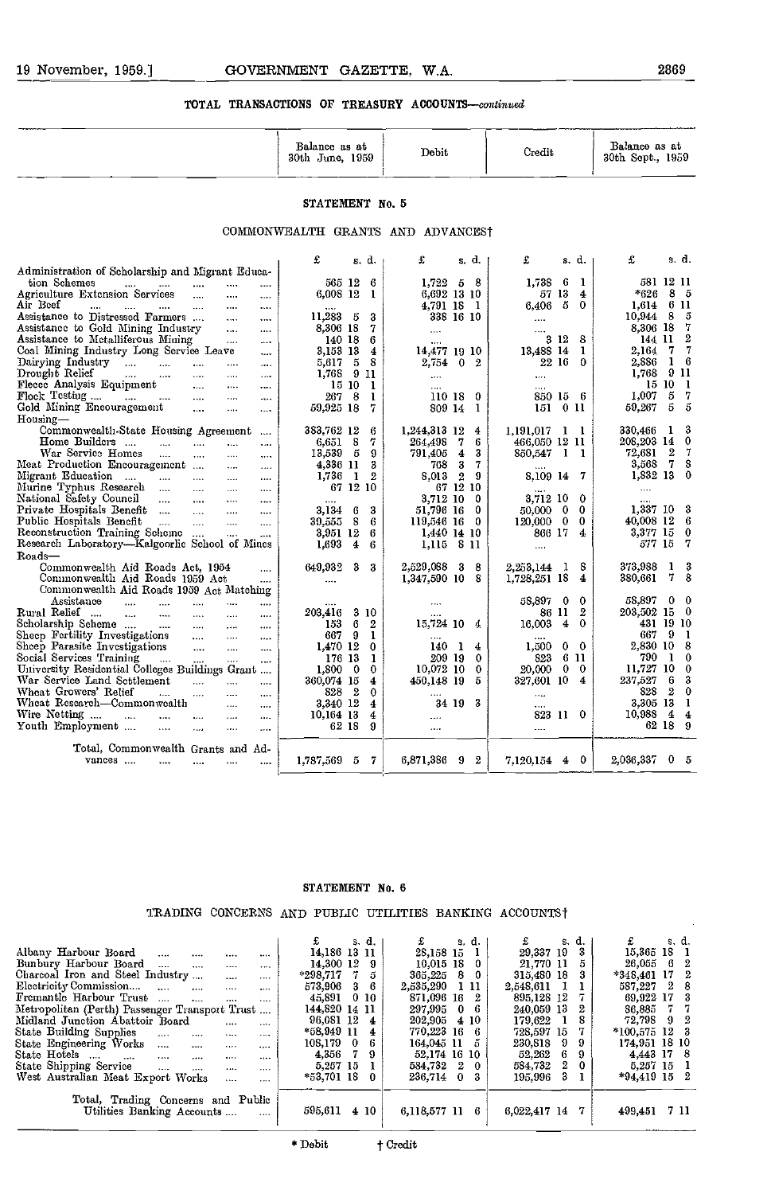## TOTAL TRANSACTIONS OF TREASURY ACCOUNTS—*continued*

### STATEMENT No. 5

### COMMONWEALTH GRANTS AND ADVANCES†

| | Balance as at 30th June, 1959 | Debit | Credit | Balance as at 30th Sept., 1959 |
|---|---|---|---|---|
| | £ s. d. | £ s. d. | £ s. d. | £ s. d. |
| Administration of Scholarship and Migrant Education Schemes | 565 12 6 | 1,722 5 8 | 1,738 6 1 | 581 12 11 |
| Agriculture Extension Services | 6,008 12 1 | 6,692 13 10 | 57 13 4 | *626 8 5 |
| Air Beef | .... | 4,791 18 1 | 6,406 5 0 | 1,614 6 11 |
| Assistance to Distressed Farmers | 11,283 5 3 | 338 16 10 | .... | 10,944 8 5 |
| Assistance to Gold Mining Industry | 8,306 18 7 | .... | .... | 8,306 18 7 |
| Assistance to Metalliferous Mining | 140 18 6 | .... | 3 12 8 | 144 11 2 |
| Coal Mining Industry Long Service Leave | 3,153 13 4 | 14,477 19 10 | 13,488 14 1 | 2,164 7 7 |
| Dairying Industry | 5,617 5 8 | 2,754 0 2 | 22 16 0 | 2,886 1 6 |
| Drought Relief | 1,768 9 11 | .... | .... | 1,768 9 11 |
| Fleece Analysis Equipment | 15 10 1 | .... | .... | 15 10 1 |
| Flock Testing | 267 8 1 | 110 18 0 | 850 15 6 | 1,007 5 7 |
| Gold Mining Encouragement | 59,925 18 7 | 809 14 1 | 151 0 11 | 59,267 5 5 |
| Housing— | | | | |
| Commonwealth-State Housing Agreement | 383,762 12 6 | 1,244,313 12 4 | 1,191,017 1 1 | 330,466 1 3 |
| Home Builders | 6,651 8 7 | 264,498 7 6 | 466,050 12 11 | 208,203 14 0 |
| War Service Homes | 13,539 5 9 | 791,405 4 3 | 850,547 1 1 | 72,681 2 7 |
| Meat Production Encouragement | 4,336 11 3 | 768 3 7 | .... | 3,568 7 8 |
| Migrant Education | 1,736 1 2 | 8,013 2 9 | 8,109 14 7 | 1,832 13 0 |
| Murine Typhus Research | 67 12 10 | 67 12 10 | .... | .... |
| National Safety Council | .... | 3,712 10 0 | 3,712 10 0 | .... |
| Private Hospitals Benefit | 3,134 6 3 | 51,796 16 0 | 50,000 0 0 | 1,337 10 3 |
| Public Hospitals Benefit | 39,555 8 6 | 119,546 16 0 | 120,000 0 0 | 40,008 12 6 |
| Reconstruction Training Scheme | 3,951 12 6 | 1,440 14 10 | 866 17 4 | 3,377 15 0 |
| Research Laboratory—Kalgoorlie School of Mines | 1,693 4 6 | 1,115 8 11 | .... | 577 15 7 |
| Roads— | | | | |
| Commonwealth Aid Roads Act, 1954 | 649,932 3 3 | 2,529,088 3 8 | 2,253,144 1 8 | 373,988 1 3 |
| Commonwealth Aid Roads 1959 Act | .... | 1,347,590 10 8 | 1,728,251 18 4 | 380,661 7 8 |
| Commonwealth Aid Roads 1959 Act Matching Assistance | .... | .... | 58,897 0 0 | 58,897 0 0 |
| Rural Relief | 203,416 3 10 | .... | 86 11 2 | 203,502 15 0 |
| Scholarship Scheme | 153 6 2 | 15,724 10 4 | 16,003 4 0 | 431 19 10 |
| Sheep Fertility Investigations | 667 9 1 | .... | .... | 667 9 1 |
| Sheep Parasite Investigations | 1,470 12 0 | 140 1 4 | 1,500 0 0 | 2,830 10 8 |
| Social Services Training | 176 13 1 | 209 19 0 | 823 6 11 | 790 1 0 |
| University Residential Colleges Buildings Grant | 1,800 0 0 | 10,072 10 0 | 20,000 0 0 | 11,727 10 0 |
| War Service Land Settlement | 360,074 15 4 | 450,148 19 5 | 327,601 10 4 | 237,527 6 3 |
| Wheat Growers' Relief | 828 2 0 | .... | .... | 828 2 0 |
| Wheat Research—Commonwealth | 3,340 12 4 | 34 19 3 | .... | 3,305 13 1 |
| Wire Netting | 10,164 13 4 | .... | 823 11 0 | 10,988 4 4 |
| Youth Employment | 62 18 9 | .... | .... | 62 18 9 |
| Total, Commonwealth Grants and Advances | 1,787,569 5 7 | 6,871,386 9 2 | 7,120,154 4 0 | 2,036,337 0 5 |

### STATEMENT No. 6

### TRADING CONCERNS AND PUBLIC UTILITIES BANKING ACCOUNTS†

| | Balance as at 30th June, 1959 | Debit | Credit | Balance as at 30th Sept., 1959 |
|---|---|---|---|---|
| | £ s. d. | £ s. d. | £ s. d. | £ s. d. |
| Albany Harbour Board | 14,186 13 11 | 28,158 15 1 | 29,337 19 3 | 15,365 18 1 |
| Bunbury Harbour Board | 14,300 12 9 | 10,015 18 0 | 21,770 11 5 | 26,055 6 2 |
| Charcoal Iron and Steel Industry | *298,717 7 5 | 365,225 8 0 | 315,480 18 3 | *348,461 17 2 |
| Electricity Commission | 573,906 3 6 | 2,535,290 1 11 | 2,548,611 1 1 | 587,227 2 8 |
| Fremantle Harbour Trust | 45,891 0 10 | 871,096 16 2 | 895,128 12 7 | 69,922 17 3 |
| Metropolitan (Perth) Passenger Transport Trust | 144,820 14 11 | 297,995 0 6 | 240,059 13 2 | 86,885 7 7 |
| Midland Junction Abattoir Board | 96,081 12 4 | 202,905 4 10 | 179,622 1 8 | 72,798 9 2 |
| State Building Supplies | *58,949 11 4 | 770,223 16 6 | 728,597 15 7 | *100,575 12 3 |
| State Engineering Works | 108,179 0 6 | 164,045 11 5 | 230,818 9 9 | 174,951 18 10 |
| State Hotels | 4,356 7 9 | 52,174 16 10 | 52,262 6 9 | 4,443 17 8 |
| State Shipping Service | 5,257 15 1 | 584,732 2 0 | 584,732 2 0 | 5,257 15 1 |
| West Australian Meat Export Works | *53,701 18 0 | 236,714 0 3 | 195,996 3 1 | *94,419 15 2 |
| Total, Trading Concerns and Public Utilities Banking Accounts | 595,611 4 10 | 6,118,577 11 6 | 6,022,417 14 7 | 499,451 7 11 |

\* Debit † Credit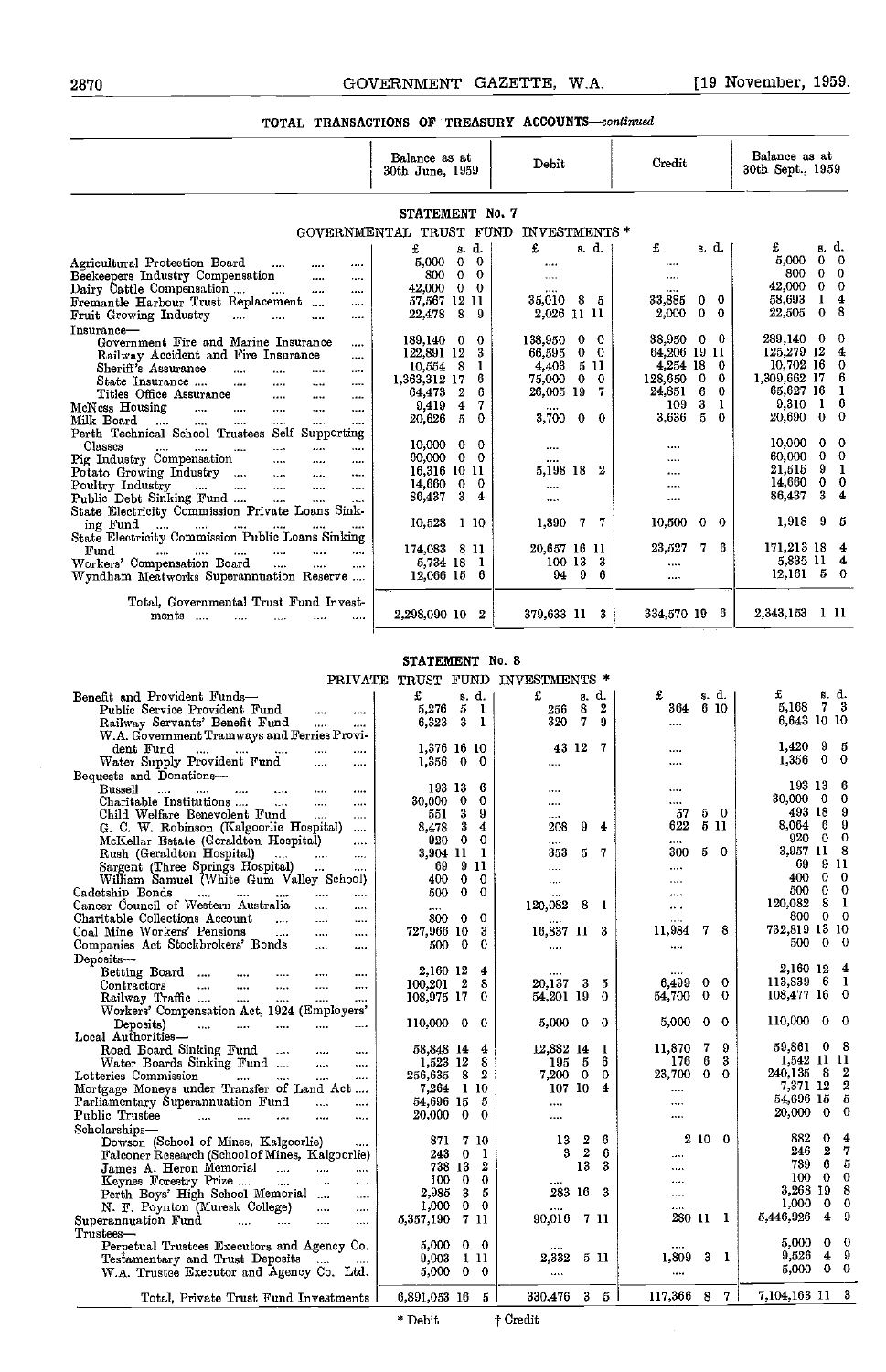## TOTAL TRANSACTIONS OF TREASURY ACCOUNTS—*continued*

### STATEMENT No. 7

#### GOVERNMENTAL TRUST FUND INVESTMENTS *

| | Balance as at 30th June, 1959 | Debit | Credit | Balance as at 30th Sept., 1959 |
|---|---|---|---|---|
| | £ s. d. | £ s. d. | £ s. d. | £ s. d. |
| Agricultural Protection Board .... .... .... | 5,000 0 0 | .... | .... | 5,000 0 0 |
| Beekeepers Industry Compensation .... .... | 800 0 0 | .... | .... | 800 0 0 |
| Dairy Cattle Compensation .... .... .... | 42,000 0 0 | .... | .... | 42,000 0 0 |
| Fremantle Harbour Trust Replacement .... | 57,567 12 11 | 35,010 8 5 | 33,885 0 0 | 58,693 1 4 |
| Fruit Growing Industry .... .... .... .... | 22,478 8 9 | 2,026 11 11 | 2,000 0 0 | 22,505 0 8 |
| Insurance— | | | | |
| Government Fire and Marine Insurance .... | 189,140 0 0 | 138,950 0 0 | 38,950 0 0 | 289,140 0 0 |
| Railway Accident and Fire Insurance .... | 122,891 12 3 | 66,595 0 0 | 64,206 19 11 | 125,279 12 4 |
| Sheriff's Assurance .... .... .... .... | 10,554 8 1 | 4,403 5 11 | 4,254 18 0 | 10,702 16 0 |
| State Insurance .... .... .... .... | 1,363,312 17 6 | 75,000 0 0 | 128,650 0 0 | 1,309,662 17 6 |
| Titles Office Assurance .... .... .... | 64,473 2 6 | 26,005 19 7 | 24,851 6 0 | 65,627 16 1 |
| McNess Housing .... .... .... .... | 9,419 4 7 | .... | 109 3 1 | 9,310 1 6 |
| Milk Board .... .... .... .... .... | 20,626 5 0 | 3,700 0 0 | 3,636 5 0 | 20,690 0 0 |
| Perth Technical School Trustees Self Supporting Classes .... .... .... .... .... | 10,000 0 0 | .... | .... | 10,000 0 0 |
| Pig Industry Compensation .... .... .... | 60,000 0 0 | .... | .... | 60,000 0 0 |
| Potato Growing Industry .... .... .... | 16,316 10 11 | 5,198 18 2 | .... | 21,515 9 1 |
| Poultry Industry .... .... .... .... | 14,660 0 0 | .... | .... | 14,660 0 0 |
| Public Debt Sinking Fund .... .... .... | 86,437 3 4 | .... | .... | 86,437 3 4 |
| State Electricity Commission Private Loans Sinking Fund .... .... .... .... .... | 10,528 1 10 | 1,890 7 7 | 10,500 0 0 | 1,918 9 5 |
| State Electricity Commission Public Loans Sinking Fund .... .... .... .... .... | 174,083 8 11 | 20,657 16 11 | 23,527 7 6 | 171,213 18 4 |
| Workers' Compensation Board .... .... | 5,734 18 1 | 100 13 3 | .... | 5,835 11 4 |
| Wyndham Meatworks Superannuation Reserve .... | 12,066 15 6 | 94 9 6 | .... | 12,161 5 0 |
| Total, Governmental Trust Fund Investments .... .... .... .... | 2,298,090 10 2 | 379,633 11 3 | 334,570 19 6 | 2,343,153 1 11 |

### STATEMENT No. 8

#### PRIVATE TRUST FUND INVESTMENTS *

| | Balance as at 30th June, 1959 | Debit | Credit | Balance as at 30th Sept., 1959 |
|---|---|---|---|---|
| | £ s. d. | £ s. d. | £ s. d. | £ s. d. |
| Benefit and Provident Funds— | | | | |
| Public Service Provident Fund .... .... | 5,276 5 1 | 256 8 2 | 364 6 10 | 5,168 7 3 |
| Railway Servants' Benefit Fund .... .... | 6,323 3 1 | 320 7 9 | .... | 6,643 10 10 |
| W.A. Government Tramways and Ferries Provident Fund .... .... .... .... | 1,376 16 10 | 43 12 7 | .... | 1,420 9 5 |
| Water Supply Provident Fund .... .... | 1,356 0 0 | .... | .... | 1,356 0 0 |
| Bequests and Donations— | | | | |
| Bussell .... .... .... .... .... | 193 13 6 | .... | .... | 193 13 6 |
| Charitable Institutions .... .... .... | 30,000 0 0 | .... | .... | 30,000 0 0 |
| Child Welfare Benevolent Fund .... .... | 551 3 9 | .... | 57 5 0 | 493 18 9 |
| G. C. W. Robinson (Kalgoorlie Hospital) .... | 8,478 3 4 | 208 9 4 | 622 5 11 | 8,064 6 9 |
| McKellar Estate (Geraldton Hospital) .... | 920 0 0 | .... | .... | 920 0 0 |
| Rush (Geraldton Hospital) .... .... | 3,904 11 1 | 353 5 7 | 300 5 0 | 3,957 11 8 |
| Sargent (Three Springs Hospital) .... .... | 69 9 11 | .... | .... | 69 9 11 |
| William Samuel (White Gum Valley School) | 400 0 0 | .... | .... | 400 0 0 |
| Cadetship Bonds .... .... .... .... | 500 0 0 | .... | .... | 500 0 0 |
| Cancer Council of Western Australia .... .... | .... | 120,082 8 1 | .... | 120,082 8 1 |
| Charitable Collections Account .... .... | 800 0 0 | .... | .... | 800 0 0 |
| Coal Mine Workers' Pensions .... .... | 727,966 10 3 | 16,837 11 3 | 11,984 7 8 | 732,819 13 10 |
| Companies Act Stockbrokers' Bonds .... .... | 500 0 0 | .... | .... | 500 0 0 |
| Deposits— | | | | |
| Betting Board .... .... .... .... | 2,160 12 4 | .... | .... | 2,160 12 4 |
| Contractors .... .... .... .... .... | 100,201 2 8 | 20,137 3 5 | 6,499 0 0 | 113,839 6 1 |
| Railway Traffic .... .... .... .... | 108,975 17 0 | 54,201 19 0 | 54,700 0 0 | 108,477 16 0 |
| Workers' Compensation Act, 1924 (Employers' Deposits) .... .... .... .... | 110,000 0 0 | 5,000 0 0 | 5,000 0 0 | 110,000 0 0 |
| Local Authorities— | | | | |
| Road Board Sinking Fund .... .... .... | 58,848 14 4 | 12,882 14 1 | 11,870 7 9 | 59,861 0 8 |
| Water Boards Sinking Fund .... .... .... | 1,523 12 8 | 195 5 6 | 176 6 3 | 1,542 11 11 |
| Lotteries Commission .... .... .... .... | 256,635 8 2 | 7,200 0 0 | 23,700 0 0 | 240,135 8 2 |
| Mortgage Moneys under Transfer of Land Act .... | 7,264 1 10 | 107 10 4 | .... | 7,371 12 2 |
| Parliamentary Superannuation Fund .... .... | 54,696 15 5 | .... | .... | 54,696 15 5 |
| Public Trustee .... .... .... .... | 20,000 0 0 | .... | .... | 20,000 0 0 |
| Scholarships— | | | | |
| Dowson (School of Mines, Kalgoorlie) .... | 871 7 10 | 13 2 6 | 2 10 0 | 882 0 4 |
| Falconer Research (School of Mines, Kalgoorlie) | 243 0 1 | 3 2 6 | .... | 246 2 7 |
| James A. Heron Memorial .... .... .... | 738 13 2 | 13 3 | .... | 739 6 5 |
| Keynes Forestry Prize .... .... .... | 100 0 0 | .... | .... | 100 0 0 |
| Perth Boys' High School Memorial .... .... | 2,985 3 5 | 283 16 3 | .... | 3,268 19 8 |
| N. F. Poynton (Muresk College) .... .... | 1,000 0 0 | .... | .... | 1,000 0 0 |
| Superannuation Fund .... .... .... .... | 5,357,190 7 11 | 90,016 7 11 | 280 11 1 | 5,446,926 4 9 |
| Trustees— | | | | |
| Perpetual Trustees Executors and Agency Co. | 5,000 0 0 | .... | .... | 5,000 0 0 |
| Testamentary and Trust Deposits .... .... | 9,003 1 11 | 2,332 5 11 | 1,809 3 1 | 9,526 4 9 |
| W.A. Trustee Executor and Agency Co. Ltd. | 5,000 0 0 | .... | .... | 5,000 0 0 |
| Total, Private Trust Fund Investments | 6,891,053 16 5 | 330,476 3 5 | 117,366 8 7 | 7,104,163 11 3 |

\* Debit † Credit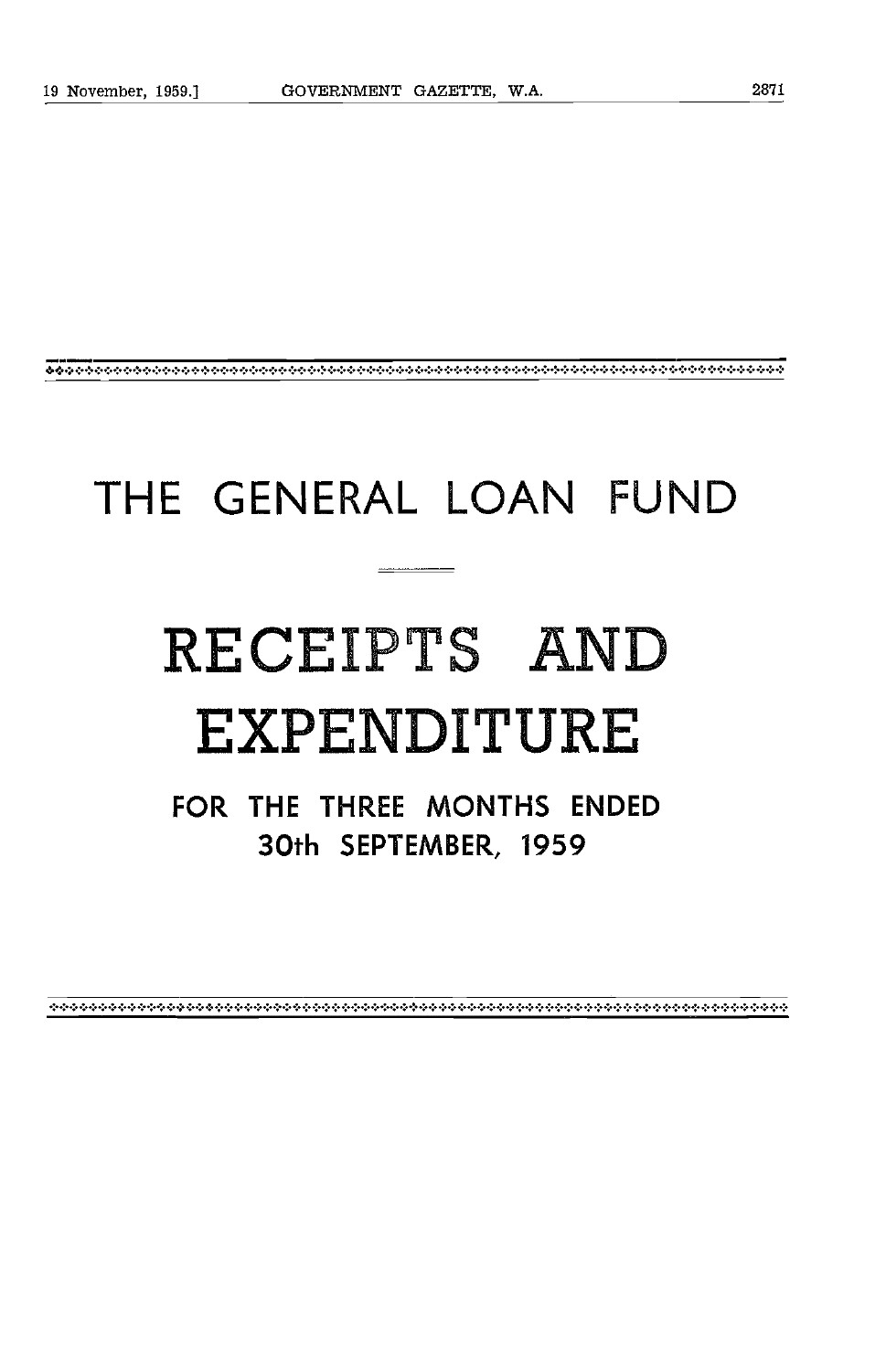# THE GENERAL LOAN FUND

# RECEIPTS AND EXPENDITURE

## FOR THE THREE MONTHS ENDED 30th SEPTEMBER, 1959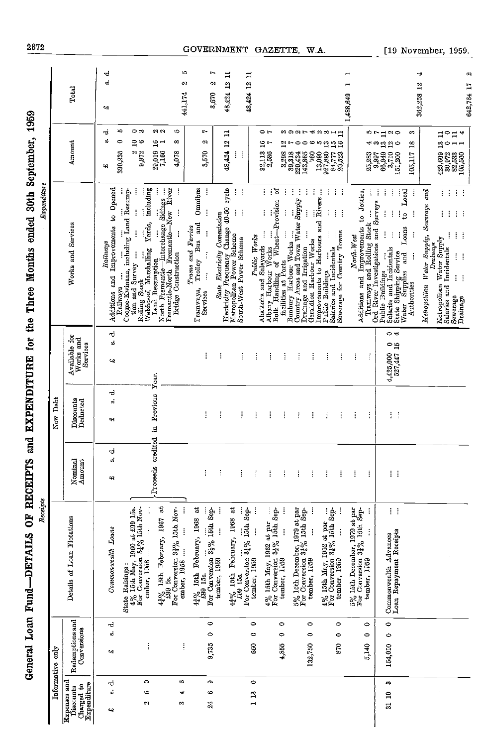## General Loan Fund—DETAILS OF RECEIPTS and EXPENDITURE for the Three Months ended 30th September, 1959

### Receipts

| Informative only: Expenses and Discounts Charged to Expenditure £ s. d. | Informative only: Redemptions and Conversions £ s. d. | Details of Loan Flotations | New Debt: Nominal Amount £ s. d. | New Debt: Discounts Deducted £ s. d. | Available for Works and Services £ s. d. |
|---|---|---|---|---|---|
| | | *Commonwealth Loans* | | | |
| | | State Raisings: | | | |
| 2 6 0 | ... | 4% 15th May, 1960 at £99 15s. For Conversion 3¼% 15th November, 1958 ... ... | Proceeds credited in Previous Year. | | |
| 3 4 6 | ... | 4½% 15th February, 1967 at £99 5s. For Conversion 3¼% 15th November, 1958 ... ... | Proceeds credited in Previous Year. | | |
| 24 6 9 | 9,735 0 0 | 4½% 15th February, 1968 at £99 15s. For Conversion 3¼% 15th September, 1959 ... ... | ... | ... | ... |
| 1 13 0 | 660 0 0 | 4½% 15th February, 1968 at £99 15s. For Conversion 3¼% 15th September, 1959 ... ... | ... | ... | ... |
| | 4,855 0 0 | 4% 15th May, 1962 at par ... For Conversion 3¼% 15th September, 1959 ... ... | ... | ... | ... |
| | 132,750 0 0 | 5% 15th December, 1979 at par For Conversion 3¼% 15th September, 1959 ... ... | ... | ... | ... |
| | 870 0 0 | 4% 15th May, 1962 at par ... For Conversion 3¼% 15th September, 1959 ... ... | ... | ... | ... |
| | 5,140 0 0 | 5% 15th December, 1979 at par For Conversion 3¼% 15th September, 1959 ... ... | ... | ... | ... |
| 31 10 3 | 154,010 0 0 | Commonwealth Advances ... ... | ... | ... | 4,425,000 0 0 |
| | | Loan Repayment Receipts ... | ... | ... | 527,447 15 4 |

### Expenditure

| Works and Services | Amount £ s. d. | Total £ s. d. |
|---|---|---|
| *Railways* | | |
| Additions and Improvements to Opened Railways ... ... | 390,935 0 5 | |
| Coogee-Kwinana, including Land Resumption and Survey ... ... | 2 10 0 | |
| Rolling Stock ... ... ... | 9,972 6 3 | |
| Welshpool Marshalling Yards, including Land Resumption ... ... | 20,019 16 2 | |
| North Fremantle—Interchange Sidings ... | 7,166 1 2 | |
| Fremantle-North Fremantle—New River Bridge Construction ... ... | 4,078 8 5 | 441,174 2 5 |
| *Trams and Ferries* | | |
| Tramways, Trolley Bus and Omnibus Services ... ... ... | 3,570 2 7 | 3,570 2 7 |
| *State Electricity Commission* | | |
| Electricity Frequency Change 40-50 cycle | 48,424 12 11 | |
| Metropolitan Power Scheme ... ... | ... | |
| South-West Power Scheme ... ... | ... | 48,424 12 11 |
| *Public Works* | | |
| Abattoirs and Saleyards ... ... | 32,113 16 0 | |
| Albany Harbour Works ... ... | 2,586 7 7 | |
| Bulk Handling of Wheat—Provision of facilities at Ports ... ... | 3,298 12 3 | |
| Bunbury Harbour Works ... ... | 39,318 7 9 | |
| Country Areas and Town Water Supply ... | 220,434 0 2 | |
| Drainage and Irrigation ... ... | 143,865 0 7 | |
| Geraldton Harbour Works ... ... | 760 6 4 | |
| Improvements to Harbours and Rivers ... | 13,090 5 2 | |
| Public Buildings ... ... ... | 927,880 13 3 | |
| Salaries and Incidentals ... ... | 84,777 15 1 | |
| Sewerage for Country Towns ... ... | 20,523 16 11 | 1,488,649 1 1 |
| *North-West* | | |
| Additions and Improvements to Jetties, Tramways and Rolling Stock ... ... | 25,283 4 5 | |
| Ord River Investigations and Surveys ... | 9,997 3 7 | |
| Public Buildings ... ... ... | 66,949 13 11 | |
| Salaries and Incidentals ... ... | 3,710 12 2 | |
| State Shipping Service ... ... | 151,200 0 0 | |
| Water Supplies and Loans to Local Authorities ... ... ... | 105,117 18 3 | 362,258 12 4 |
| *Metropolitan Water Supply, Sewerage and Drainage* | | |
| Metropolitan Water Supply ... ... | 423,699 13 11 | |
| Salaries and Incidentals ... ... | 30,972 0 0 | |
| Sewerage ... ... ... | 82,533 1 11 | |
| Drainage ... ... ... | 105,560 1 4 | 642,764 17 2 |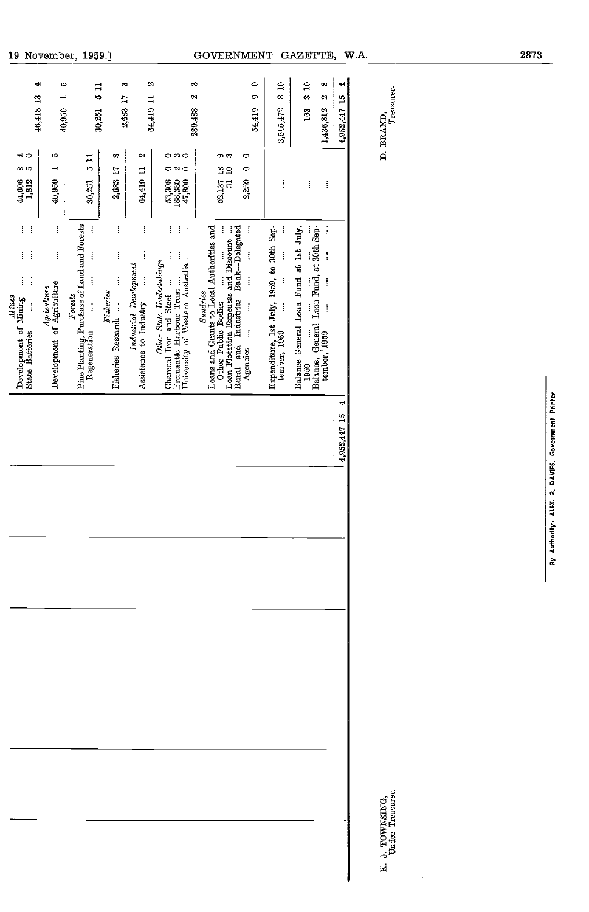| | | | |
|---|---|---|---|
| | | | 4,952,447 15 4 |

| | £ s. d. | £ s. d. |
|---|---|---|
| *Mines* | | |
| Development of Mining ... ... ... | 44,606 8 4 | |
| State Batteries ... ... ... ... | 1,812 5 0 | |
| | | 46,418 13 4 |
| *Agriculture* | | |
| Development of Agriculture ... ... | 40,950 1 5 | |
| | | 40,950 1 5 |
| *Forests* | | |
| Pine Planting, Purchase of Land and Forests Regeneration ... ... ... ... | 30,251 5 11 | |
| | | 30,251 5 11 |
| *Fisheries* | | |
| Fisheries Research ... ... ... ... | 2,683 17 3 | |
| | | 2,683 17 3 |
| *Industrial Development* | | |
| Assistance to Industry ... ... ... | 64,419 11 2 | |
| | | 64,419 11 2 |
| *Other State Undertakings* | | |
| Charcoal Iron and Steel ... ... ... | 53,308 0 0 | |
| Fremantle Harbour Trust ... ... ... | 188,380 2 3 | |
| University of Western Australia ... ... | 47,800 0 0 | |
| | | 289,488 2 3 |
| *Sundries* | | |
| Loans and Grants to Local Authorities and Other Public Bodies ... ... ... | 52,137 18 9 | |
| Loan Flotation Expenses and Discount ... | 31 10 3 | |
| Rural and Industries Bank—Delegated Agencies ... ... ... ... | 2,250 0 0 | |
| | | 54,419 9 0 |
| Expenditure, 1st July, 1959, to 30th September, 1959 ... ... ... | ... | 3,515,472 8 10 |
| Balance General Loan Fund at 1st July, 1959 ... ... ... ... | ... | 163 3 10 |
| Balance, General Loan Fund, at 30th September, 1959 ... ... ... | ... | 1,436,812 2 8 |
| | | 4,952,447 15 4 |

K. J. TOWNSING,
Under Treasurer.

D. BRAND,
Treasurer.

By Authority: ALEX. B. DAVIES, Government Printer